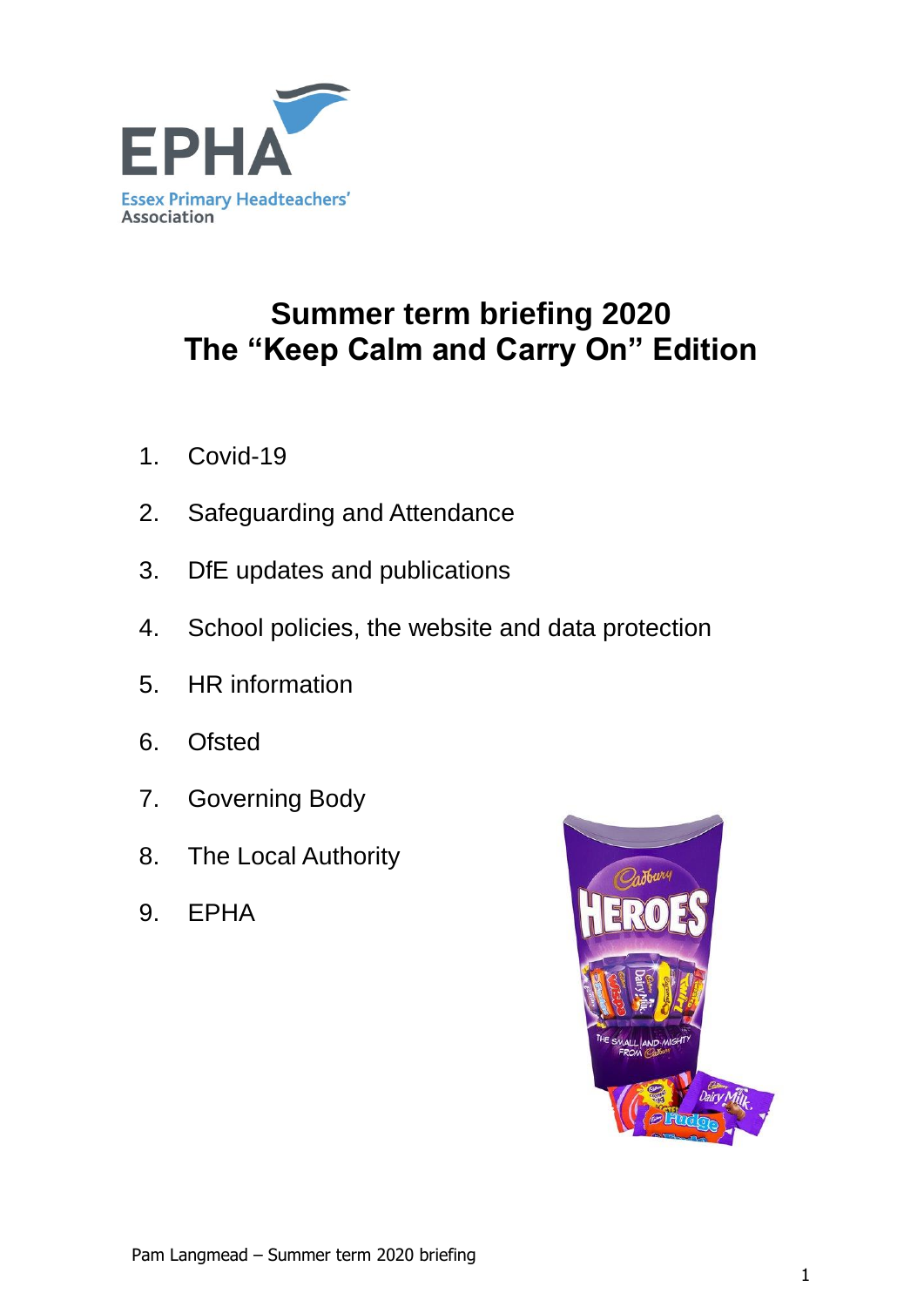EPHA

Essex Primary Headteachers' Association

# Summer term briefing 2020
# The "Keep Calm and Carry On" Edition

1. Covid-19
2. Safeguarding and Attendance
3. DfE updates and publications
4. School policies, the website and data protection
5. HR information
6. Ofsted
7. Governing Body
8. The Local Authority
9. EPHA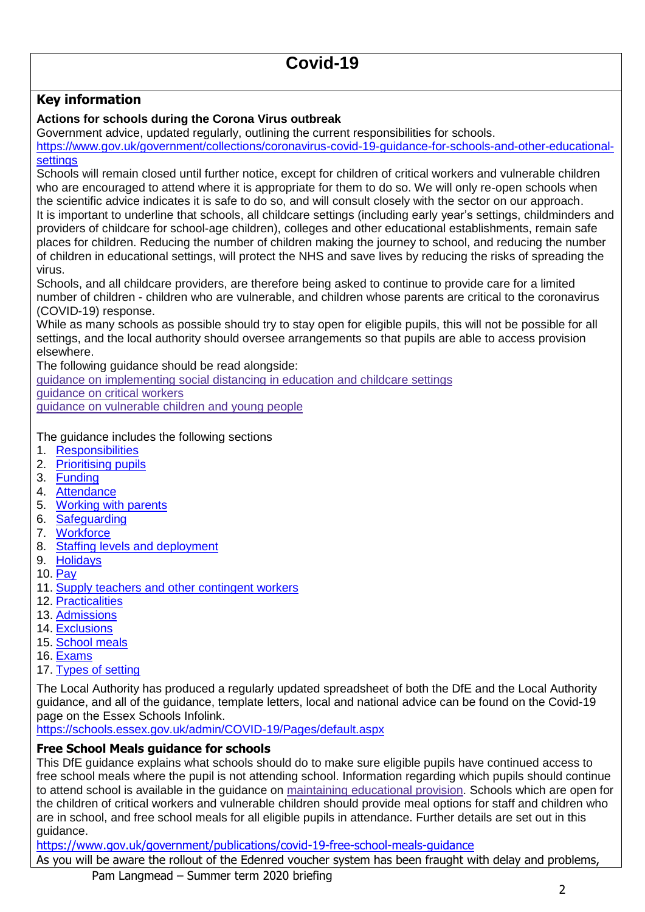# Covid-19

## Key information

**Actions for schools during the Corona Virus outbreak**

Government advice, updated regularly, outlining the current responsibilities for schools.
https://www.gov.uk/government/collections/coronavirus-covid-19-guidance-for-schools-and-other-educational-settings

Schools will remain closed until further notice, except for children of critical workers and vulnerable children who are encouraged to attend where it is appropriate for them to do so. We will only re-open schools when the scientific advice indicates it is safe to do so, and will consult closely with the sector on our approach.

It is important to underline that schools, all childcare settings (including early year's settings, childminders and providers of childcare for school-age children), colleges and other educational establishments, remain safe places for children. Reducing the number of children making the journey to school, and reducing the number of children in educational settings, will protect the NHS and save lives by reducing the risks of spreading the virus.

Schools, and all childcare providers, are therefore being asked to continue to provide care for a limited number of children - children who are vulnerable, and children whose parents are critical to the coronavirus (COVID-19) response.

While as many schools as possible should try to stay open for eligible pupils, this will not be possible for all settings, and the local authority should oversee arrangements so that pupils are able to access provision elsewhere.

The following guidance should be read alongside:

guidance on implementing social distancing in education and childcare settings
guidance on critical workers
guidance on vulnerable children and young people

The guidance includes the following sections

1. Responsibilities
2. Prioritising pupils
3. Funding
4. Attendance
5. Working with parents
6. Safeguarding
7. Workforce
8. Staffing levels and deployment
9. Holidays
10. Pay
11. Supply teachers and other contingent workers
12. Practicalities
13. Admissions
14. Exclusions
15. School meals
16. Exams
17. Types of setting

The Local Authority has produced a regularly updated spreadsheet of both the DfE and the Local Authority guidance, and all of the guidance, template letters, local and national advice can be found on the Covid-19 page on the Essex Schools Infolink.
https://schools.essex.gov.uk/admin/COVID-19/Pages/default.aspx

**Free School Meals guidance for schools**

This DfE guidance explains what schools should do to make sure eligible pupils have continued access to free school meals where the pupil is not attending school. Information regarding which pupils should continue to attend school is available in the guidance on maintaining educational provision. Schools which are open for the children of critical workers and vulnerable children should provide meal options for staff and children who are in school, and free school meals for all eligible pupils in attendance. Further details are set out in this guidance.
https://www.gov.uk/government/publications/covid-19-free-school-meals-guidance

As you will be aware the rollout of the Edenred voucher system has been fraught with delay and problems,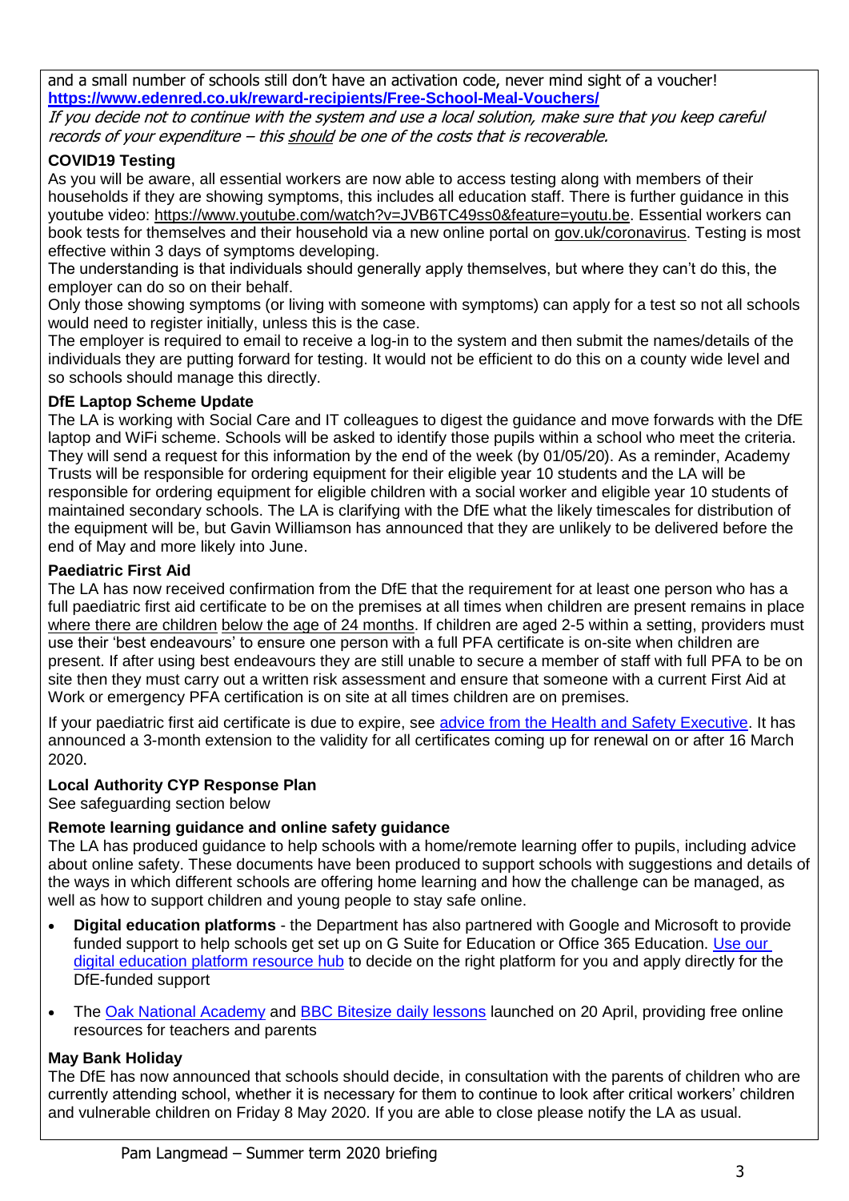and a small number of schools still don't have an activation code, never mind sight of a voucher! **https://www.edenred.co.uk/reward-recipients/Free-School-Meal-Vouchers/**

*If you decide not to continue with the system and use a local solution, make sure that you keep careful records of your expenditure – this should be one of the costs that is recoverable.*

**COVID19 Testing**

As you will be aware, all essential workers are now able to access testing along with members of their households if they are showing symptoms, this includes all education staff. There is further guidance in this youtube video: https://www.youtube.com/watch?v=JVB6TC49ss0&feature=youtu.be. Essential workers can book tests for themselves and their household via a new online portal on gov.uk/coronavirus. Testing is most effective within 3 days of symptoms developing.

The understanding is that individuals should generally apply themselves, but where they can't do this, the employer can do so on their behalf.

Only those showing symptoms (or living with someone with symptoms) can apply for a test so not all schools would need to register initially, unless this is the case.

The employer is required to email to receive a log-in to the system and then submit the names/details of the individuals they are putting forward for testing. It would not be efficient to do this on a county wide level and so schools should manage this directly.

**DfE Laptop Scheme Update**

The LA is working with Social Care and IT colleagues to digest the guidance and move forwards with the DfE laptop and WiFi scheme. Schools will be asked to identify those pupils within a school who meet the criteria. They will send a request for this information by the end of the week (by 01/05/20). As a reminder, Academy Trusts will be responsible for ordering equipment for their eligible year 10 students and the LA will be responsible for ordering equipment for eligible children with a social worker and eligible year 10 students of maintained secondary schools. The LA is clarifying with the DfE what the likely timescales for distribution of the equipment will be, but Gavin Williamson has announced that they are unlikely to be delivered before the end of May and more likely into June.

**Paediatric First Aid**

The LA has now received confirmation from the DfE that the requirement for at least one person who has a full paediatric first aid certificate to be on the premises at all times when children are present remains in place where there are children below the age of 24 months. If children are aged 2-5 within a setting, providers must use their 'best endeavours' to ensure one person with a full PFA certificate is on-site when children are present. If after using best endeavours they are still unable to secure a member of staff with full PFA to be on site then they must carry out a written risk assessment and ensure that someone with a current First Aid at Work or emergency PFA certification is on site at all times children are on premises.

If your paediatric first aid certificate is due to expire, see advice from the Health and Safety Executive. It has announced a 3-month extension to the validity for all certificates coming up for renewal on or after 16 March 2020.

**Local Authority CYP Response Plan**

See safeguarding section below

**Remote learning guidance and online safety guidance**

The LA has produced guidance to help schools with a home/remote learning offer to pupils, including advice about online safety. These documents have been produced to support schools with suggestions and details of the ways in which different schools are offering home learning and how the challenge can be managed, as well as how to support children and young people to stay safe online.

- **Digital education platforms** - the Department has also partnered with Google and Microsoft to provide funded support to help schools get set up on G Suite for Education or Office 365 Education. Use our digital education platform resource hub to decide on the right platform for you and apply directly for the DfE-funded support
- The Oak National Academy and BBC Bitesize daily lessons launched on 20 April, providing free online resources for teachers and parents

**May Bank Holiday**

The DfE has now announced that schools should decide, in consultation with the parents of children who are currently attending school, whether it is necessary for them to continue to look after critical workers' children and vulnerable children on Friday 8 May 2020. If you are able to close please notify the LA as usual.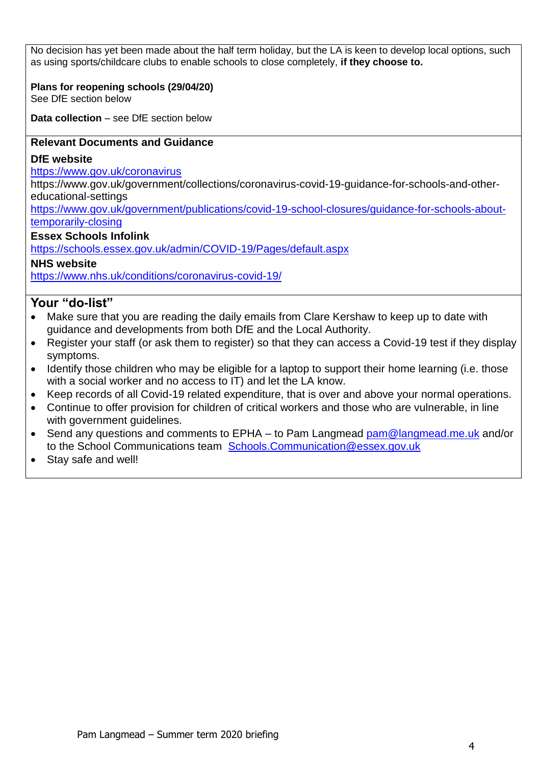No decision has yet been made about the half term holiday, but the LA is keen to develop local options, such as using sports/childcare clubs to enable schools to close completely, **if they choose to.**

**Plans for reopening schools (29/04/20)**
See DfE section below

**Data collection** – see DfE section below

### Relevant Documents and Guidance

**DfE website**
https://www.gov.uk/coronavirus
https://www.gov.uk/government/collections/coronavirus-covid-19-guidance-for-schools-and-other-educational-settings
https://www.gov.uk/government/publications/covid-19-school-closures/guidance-for-schools-about-temporarily-closing

**Essex Schools Infolink**
https://schools.essex.gov.uk/admin/COVID-19/Pages/default.aspx

**NHS website**
https://www.nhs.uk/conditions/coronavirus-covid-19/

## Your "do-list"

- Make sure that you are reading the daily emails from Clare Kershaw to keep up to date with guidance and developments from both DfE and the Local Authority.
- Register your staff (or ask them to register) so that they can access a Covid-19 test if they display symptoms.
- Identify those children who may be eligible for a laptop to support their home learning (i.e. those with a social worker and no access to IT) and let the LA know.
- Keep records of all Covid-19 related expenditure, that is over and above your normal operations.
- Continue to offer provision for children of critical workers and those who are vulnerable, in line with government guidelines.
- Send any questions and comments to EPHA – to Pam Langmead pam@langmead.me.uk and/or to the School Communications team Schools.Communication@essex.gov.uk
- Stay safe and well!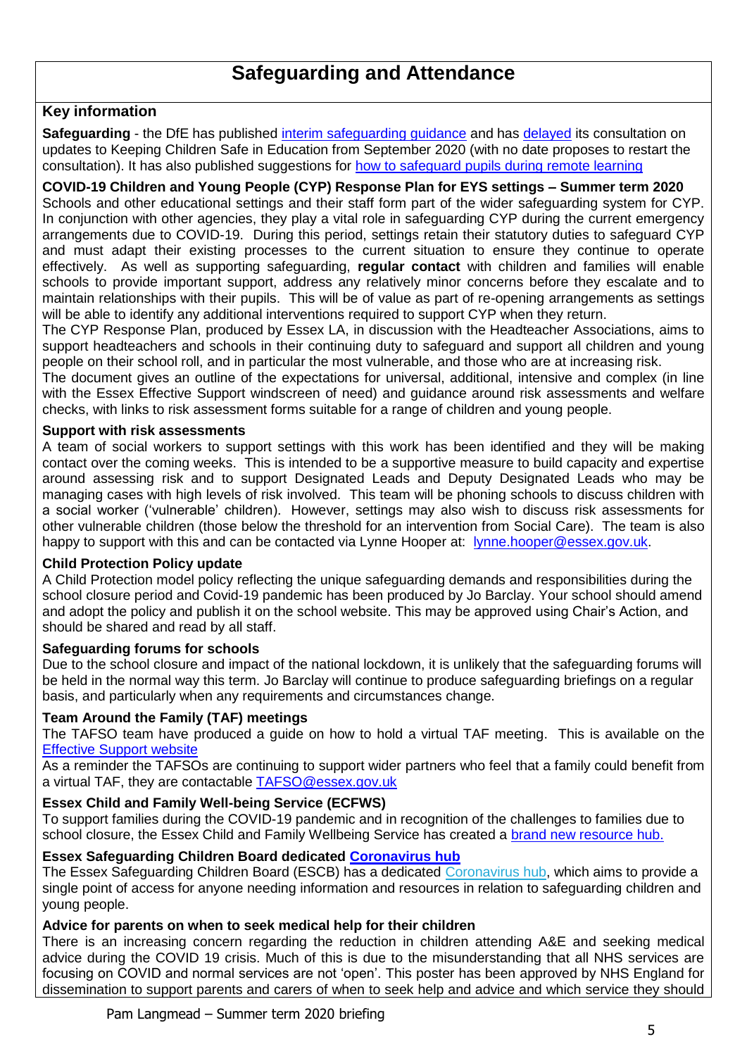# Safeguarding and Attendance

## Key information

**Safeguarding** - the DfE has published interim safeguarding guidance and has delayed its consultation on updates to Keeping Children Safe in Education from September 2020 (with no date proposes to restart the consultation). It has also published suggestions for how to safeguard pupils during remote learning

**COVID-19 Children and Young People (CYP) Response Plan for EYS settings – Summer term 2020**

Schools and other educational settings and their staff form part of the wider safeguarding system for CYP. In conjunction with other agencies, they play a vital role in safeguarding CYP during the current emergency arrangements due to COVID-19. During this period, settings retain their statutory duties to safeguard CYP and must adapt their existing processes to the current situation to ensure they continue to operate effectively. As well as supporting safeguarding, **regular contact** with children and families will enable schools to provide important support, address any relatively minor concerns before they escalate and to maintain relationships with their pupils. This will be of value as part of re-opening arrangements as settings will be able to identify any additional interventions required to support CYP when they return.

The CYP Response Plan, produced by Essex LA, in discussion with the Headteacher Associations, aims to support headteachers and schools in their continuing duty to safeguard and support all children and young people on their school roll, and in particular the most vulnerable, and those who are at increasing risk.

The document gives an outline of the expectations for universal, additional, intensive and complex (in line with the Essex Effective Support windscreen of need) and guidance around risk assessments and welfare checks, with links to risk assessment forms suitable for a range of children and young people.

**Support with risk assessments**

A team of social workers to support settings with this work has been identified and they will be making contact over the coming weeks. This is intended to be a supportive measure to build capacity and expertise around assessing risk and to support Designated Leads and Deputy Designated Leads who may be managing cases with high levels of risk involved. This team will be phoning schools to discuss children with a social worker ('vulnerable' children). However, settings may also wish to discuss risk assessments for other vulnerable children (those below the threshold for an intervention from Social Care). The team is also happy to support with this and can be contacted via Lynne Hooper at: lynne.hooper@essex.gov.uk.

**Child Protection Policy update**

A Child Protection model policy reflecting the unique safeguarding demands and responsibilities during the school closure period and Covid-19 pandemic has been produced by Jo Barclay. Your school should amend and adopt the policy and publish it on the school website. This may be approved using Chair's Action, and should be shared and read by all staff.

**Safeguarding forums for schools**

Due to the school closure and impact of the national lockdown, it is unlikely that the safeguarding forums will be held in the normal way this term. Jo Barclay will continue to produce safeguarding briefings on a regular basis, and particularly when any requirements and circumstances change.

**Team Around the Family (TAF) meetings**

The TAFSO team have produced a guide on how to hold a virtual TAF meeting. This is available on the Effective Support website

As a reminder the TAFSOs are continuing to support wider partners who feel that a family could benefit from a virtual TAF, they are contactable TAFSO@essex.gov.uk

**Essex Child and Family Well-being Service (ECFWS)**

To support families during the COVID-19 pandemic and in recognition of the challenges to families due to school closure, the Essex Child and Family Wellbeing Service has created a brand new resource hub.

**Essex Safeguarding Children Board dedicated Coronavirus hub**

The Essex Safeguarding Children Board (ESCB) has a dedicated Coronavirus hub, which aims to provide a single point of access for anyone needing information and resources in relation to safeguarding children and young people.

**Advice for parents on when to seek medical help for their children**

There is an increasing concern regarding the reduction in children attending A&E and seeking medical advice during the COVID 19 crisis. Much of this is due to the misunderstanding that all NHS services are focusing on COVID and normal services are not 'open'. This poster has been approved by NHS England for dissemination to support parents and carers of when to seek help and advice and which service they should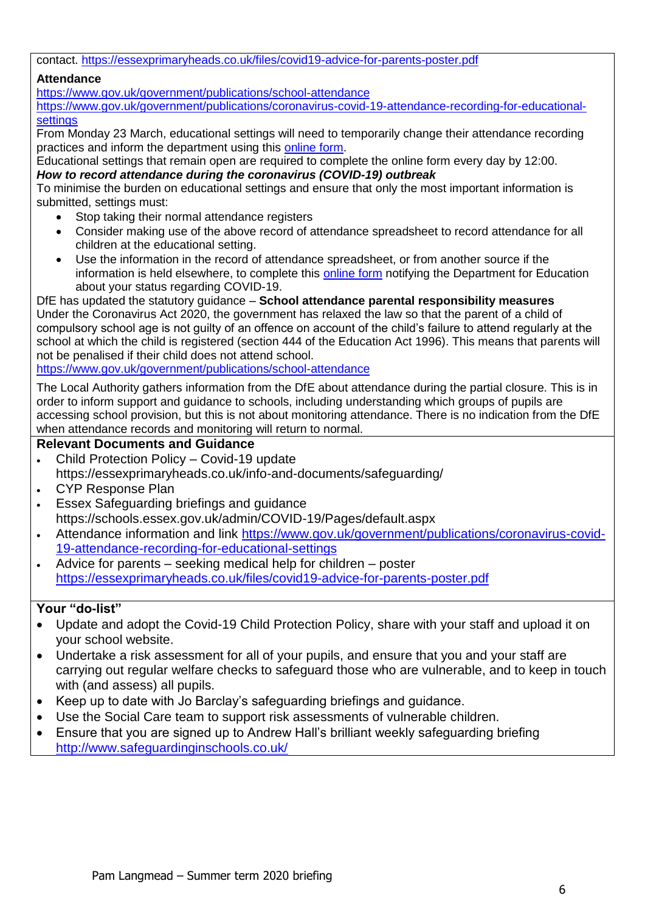contact. https://essexprimaryheads.co.uk/files/covid19-advice-for-parents-poster.pdf

**Attendance**

https://www.gov.uk/government/publications/school-attendance
https://www.gov.uk/government/publications/coronavirus-covid-19-attendance-recording-for-educational-settings

From Monday 23 March, educational settings will need to temporarily change their attendance recording practices and inform the department using this online form.

Educational settings that remain open are required to complete the online form every day by 12:00.

***How to record attendance during the coronavirus (COVID-19) outbreak***

To minimise the burden on educational settings and ensure that only the most important information is submitted, settings must:

- Stop taking their normal attendance registers
- Consider making use of the above record of attendance spreadsheet to record attendance for all children at the educational setting.
- Use the information in the record of attendance spreadsheet, or from another source if the information is held elsewhere, to complete this online form notifying the Department for Education about your status regarding COVID-19.

DfE has updated the statutory guidance – **School attendance parental responsibility measures**

Under the Coronavirus Act 2020, the government has relaxed the law so that the parent of a child of compulsory school age is not guilty of an offence on account of the child's failure to attend regularly at the school at which the child is registered (section 444 of the Education Act 1996). This means that parents will not be penalised if their child does not attend school.

https://www.gov.uk/government/publications/school-attendance

The Local Authority gathers information from the DfE about attendance during the partial closure. This is in order to inform support and guidance to schools, including understanding which groups of pupils are accessing school provision, but this is not about monitoring attendance. There is no indication from the DfE when attendance records and monitoring will return to normal.

**Relevant Documents and Guidance**

- Child Protection Policy – Covid-19 update
  https://essexprimaryheads.co.uk/info-and-documents/safeguarding/
- CYP Response Plan
- Essex Safeguarding briefings and guidance
  https://schools.essex.gov.uk/admin/COVID-19/Pages/default.aspx
- Attendance information and link https://www.gov.uk/government/publications/coronavirus-covid-19-attendance-recording-for-educational-settings
- Advice for parents – seeking medical help for children – poster
  https://essexprimaryheads.co.uk/files/covid19-advice-for-parents-poster.pdf

**Your "do-list"**

- Update and adopt the Covid-19 Child Protection Policy, share with your staff and upload it on your school website.
- Undertake a risk assessment for all of your pupils, and ensure that you and your staff are carrying out regular welfare checks to safeguard those who are vulnerable, and to keep in touch with (and assess) all pupils.
- Keep up to date with Jo Barclay's safeguarding briefings and guidance.
- Use the Social Care team to support risk assessments of vulnerable children.
- Ensure that you are signed up to Andrew Hall's brilliant weekly safeguarding briefing http://www.safeguardinginschools.co.uk/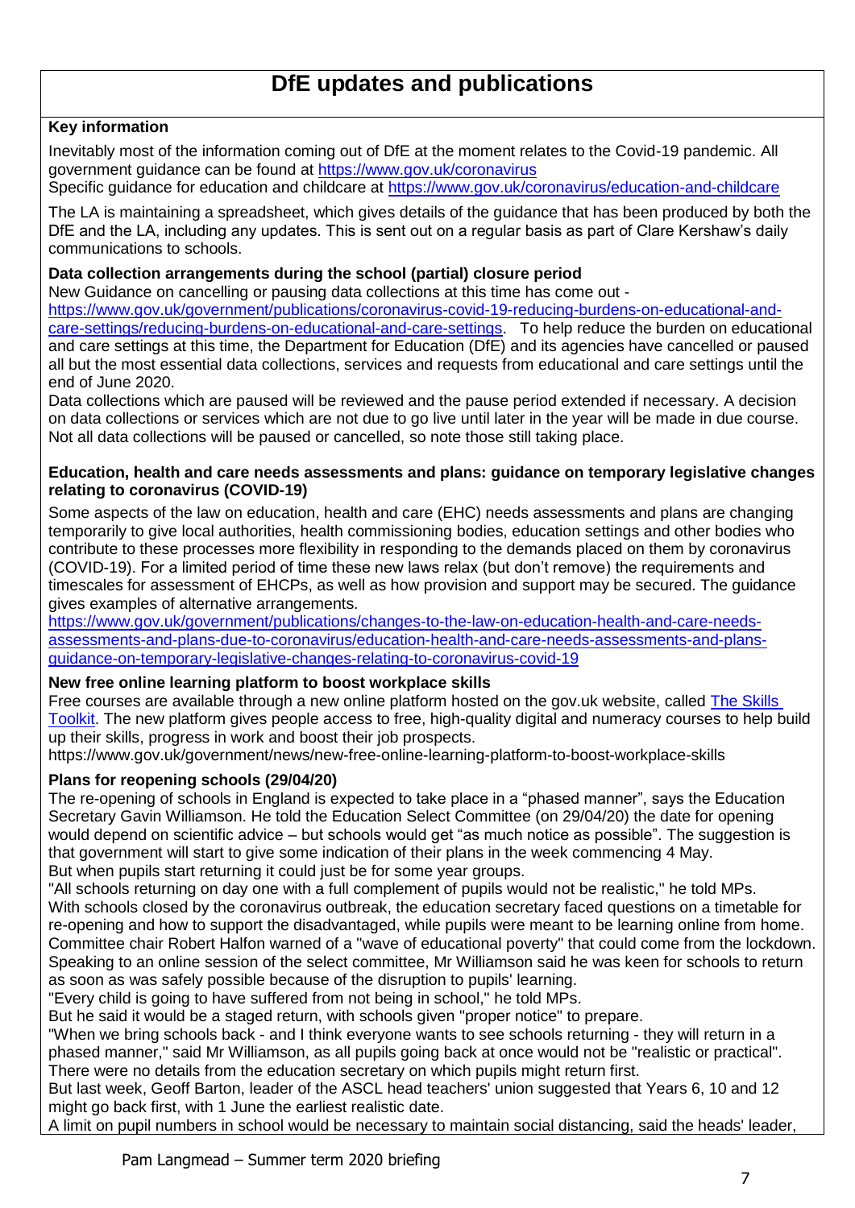# DfE updates and publications

### Key information

Inevitably most of the information coming out of DfE at the moment relates to the Covid-19 pandemic. All government guidance can be found at https://www.gov.uk/coronavirus
Specific guidance for education and childcare at https://www.gov.uk/coronavirus/education-and-childcare

The LA is maintaining a spreadsheet, which gives details of the guidance that has been produced by both the DfE and the LA, including any updates. This is sent out on a regular basis as part of Clare Kershaw's daily communications to schools.

### Data collection arrangements during the school (partial) closure period

New Guidance on cancelling or pausing data collections at this time has come out - https://www.gov.uk/government/publications/coronavirus-covid-19-reducing-burdens-on-educational-and-care-settings/reducing-burdens-on-educational-and-care-settings. To help reduce the burden on educational and care settings at this time, the Department for Education (DfE) and its agencies have cancelled or paused all but the most essential data collections, services and requests from educational and care settings until the end of June 2020.
Data collections which are paused will be reviewed and the pause period extended if necessary. A decision on data collections or services which are not due to go live until later in the year will be made in due course. Not all data collections will be paused or cancelled, so note those still taking place.

### Education, health and care needs assessments and plans: guidance on temporary legislative changes relating to coronavirus (COVID-19)

Some aspects of the law on education, health and care (EHC) needs assessments and plans are changing temporarily to give local authorities, health commissioning bodies, education settings and other bodies who contribute to these processes more flexibility in responding to the demands placed on them by coronavirus (COVID-19). For a limited period of time these new laws relax (but don't remove) the requirements and timescales for assessment of EHCPs, as well as how provision and support may be secured. The guidance gives examples of alternative arrangements.
https://www.gov.uk/government/publications/changes-to-the-law-on-education-health-and-care-needs-assessments-and-plans-due-to-coronavirus/education-health-and-care-needs-assessments-and-plans-guidance-on-temporary-legislative-changes-relating-to-coronavirus-covid-19

### New free online learning platform to boost workplace skills

Free courses are available through a new online platform hosted on the gov.uk website, called The Skills Toolkit. The new platform gives people access to free, high-quality digital and numeracy courses to help build up their skills, progress in work and boost their job prospects.
https://www.gov.uk/government/news/new-free-online-learning-platform-to-boost-workplace-skills

### Plans for reopening schools (29/04/20)

The re-opening of schools in England is expected to take place in a "phased manner", says the Education Secretary Gavin Williamson. He told the Education Select Committee (on 29/04/20) the date for opening would depend on scientific advice – but schools would get "as much notice as possible". The suggestion is that government will start to give some indication of their plans in the week commencing 4 May.
But when pupils start returning it could just be for some year groups.
"All schools returning on day one with a full complement of pupils would not be realistic," he told MPs.
With schools closed by the coronavirus outbreak, the education secretary faced questions on a timetable for re-opening and how to support the disadvantaged, while pupils were meant to be learning online from home.
Committee chair Robert Halfon warned of a "wave of educational poverty" that could come from the lockdown.
Speaking to an online session of the select committee, Mr Williamson said he was keen for schools to return as soon as was safely possible because of the disruption to pupils' learning.
"Every child is going to have suffered from not being in school," he told MPs.
But he said it would be a staged return, with schools given "proper notice" to prepare.
"When we bring schools back - and I think everyone wants to see schools returning - they will return in a phased manner," said Mr Williamson, as all pupils going back at once would not be "realistic or practical".
There were no details from the education secretary on which pupils might return first.
But last week, Geoff Barton, leader of the ASCL head teachers' union suggested that Years 6, 10 and 12 might go back first, with 1 June the earliest realistic date.
A limit on pupil numbers in school would be necessary to maintain social distancing, said the heads' leader,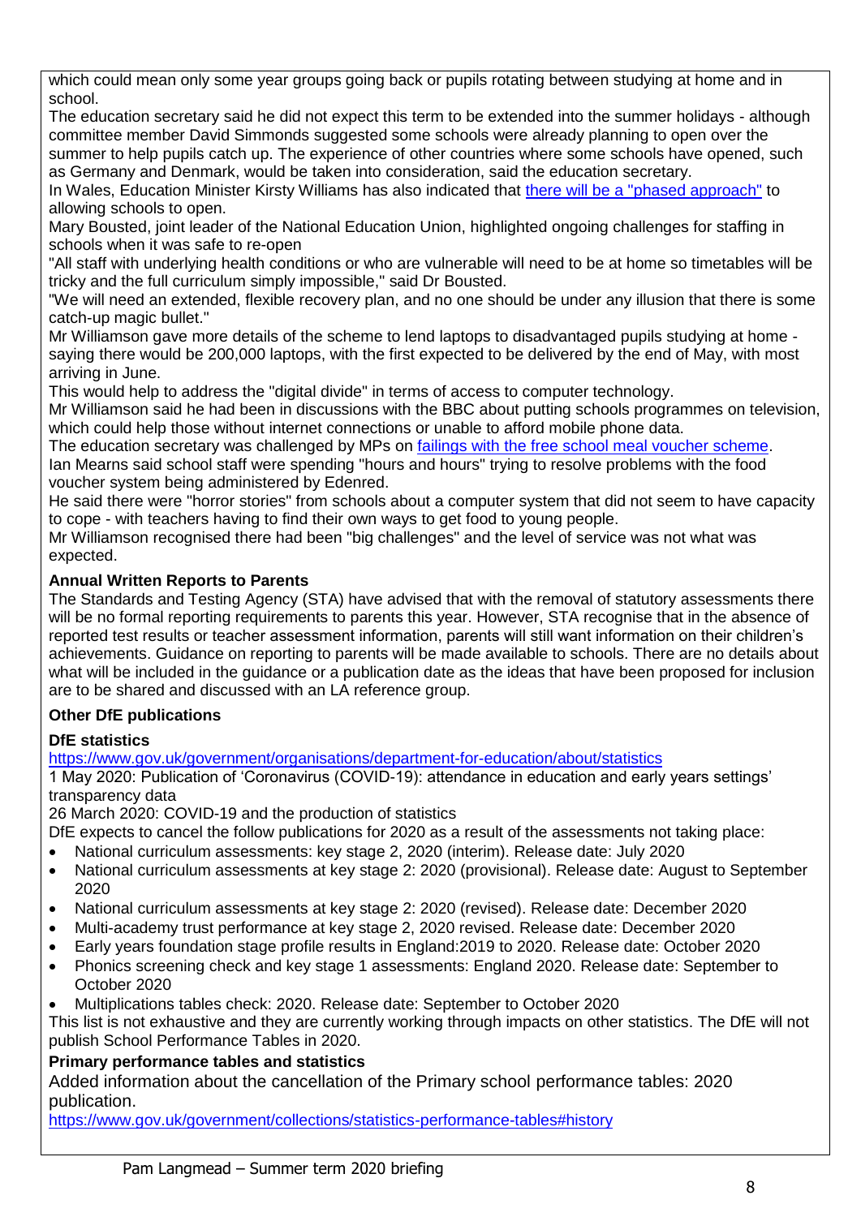which could mean only some year groups going back or pupils rotating between studying at home and in school.

The education secretary said he did not expect this term to be extended into the summer holidays - although committee member David Simmonds suggested some schools were already planning to open over the summer to help pupils catch up. The experience of other countries where some schools have opened, such as Germany and Denmark, would be taken into consideration, said the education secretary.

In Wales, Education Minister Kirsty Williams has also indicated that [there will be a "phased approach"]() to allowing schools to open.

Mary Bousted, joint leader of the National Education Union, highlighted ongoing challenges for staffing in schools when it was safe to re-open

"All staff with underlying health conditions or who are vulnerable will need to be at home so timetables will be tricky and the full curriculum simply impossible," said Dr Bousted.

"We will need an extended, flexible recovery plan, and no one should be under any illusion that there is some catch-up magic bullet."

Mr Williamson gave more details of the scheme to lend laptops to disadvantaged pupils studying at home - saying there would be 200,000 laptops, with the first expected to be delivered by the end of May, with most arriving in June.

This would help to address the "digital divide" in terms of access to computer technology.

Mr Williamson said he had been in discussions with the BBC about putting schools programmes on television, which could help those without internet connections or unable to afford mobile phone data.

The education secretary was challenged by MPs on [failings with the free school meal voucher scheme]().

Ian Mearns said school staff were spending "hours and hours" trying to resolve problems with the food voucher system being administered by Edenred.

He said there were "horror stories" from schools about a computer system that did not seem to have capacity to cope - with teachers having to find their own ways to get food to young people.

Mr Williamson recognised there had been "big challenges" and the level of service was not what was expected.

**Annual Written Reports to Parents**

The Standards and Testing Agency (STA) have advised that with the removal of statutory assessments there will be no formal reporting requirements to parents this year. However, STA recognise that in the absence of reported test results or teacher assessment information, parents will still want information on their children's achievements. Guidance on reporting to parents will be made available to schools. There are no details about what will be included in the guidance or a publication date as the ideas that have been proposed for inclusion are to be shared and discussed with an LA reference group.

**Other DfE publications**

**DfE statistics**

https://www.gov.uk/government/organisations/department-for-education/about/statistics

1 May 2020: Publication of 'Coronavirus (COVID-19): attendance in education and early years settings' transparency data

26 March 2020: COVID-19 and the production of statistics

DfE expects to cancel the follow publications for 2020 as a result of the assessments not taking place:

- National curriculum assessments: key stage 2, 2020 (interim). Release date: July 2020
- National curriculum assessments at key stage 2: 2020 (provisional). Release date: August to September 2020
- National curriculum assessments at key stage 2: 2020 (revised). Release date: December 2020
- Multi-academy trust performance at key stage 2, 2020 revised. Release date: December 2020
- Early years foundation stage profile results in England:2019 to 2020. Release date: October 2020
- Phonics screening check and key stage 1 assessments: England 2020. Release date: September to October 2020
- Multiplications tables check: 2020. Release date: September to October 2020

This list is not exhaustive and they are currently working through impacts on other statistics. The DfE will not publish School Performance Tables in 2020.

**Primary performance tables and statistics**

Added information about the cancellation of the Primary school performance tables: 2020 publication.

https://www.gov.uk/government/collections/statistics-performance-tables#history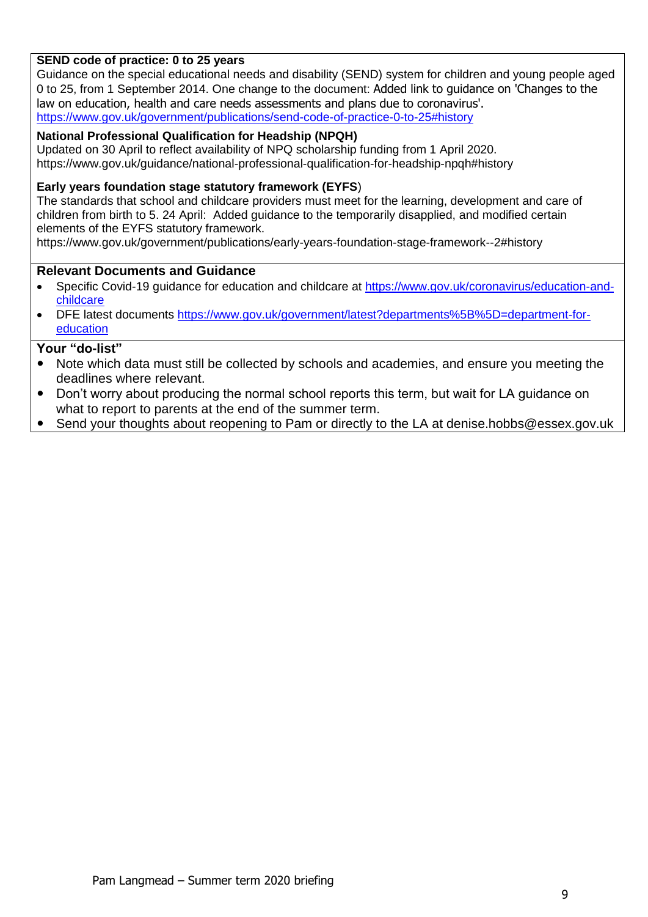**SEND code of practice: 0 to 25 years**

Guidance on the special educational needs and disability (SEND) system for children and young people aged 0 to 25, from 1 September 2014. One change to the document: Added link to guidance on 'Changes to the law on education, health and care needs assessments and plans due to coronavirus'.
https://www.gov.uk/government/publications/send-code-of-practice-0-to-25#history

**National Professional Qualification for Headship (NPQH)**

Updated on 30 April to reflect availability of NPQ scholarship funding from 1 April 2020.
https://www.gov.uk/guidance/national-professional-qualification-for-headship-npqh#history

**Early years foundation stage statutory framework (EYFS**)

The standards that school and childcare providers must meet for the learning, development and care of children from birth to 5. 24 April: Added guidance to the temporarily disapplied, and modified certain elements of the EYFS statutory framework.
https://www.gov.uk/government/publications/early-years-foundation-stage-framework--2#history

## Relevant Documents and Guidance

- Specific Covid-19 guidance for education and childcare at https://www.gov.uk/coronavirus/education-and-childcare
- DFE latest documents https://www.gov.uk/government/latest?departments%5B%5D=department-for-education

## Your "do-list"

- Note which data must still be collected by schools and academies, and ensure you meeting the deadlines where relevant.
- Don't worry about producing the normal school reports this term, but wait for LA guidance on what to report to parents at the end of the summer term.
- Send your thoughts about reopening to Pam or directly to the LA at denise.hobbs@essex.gov.uk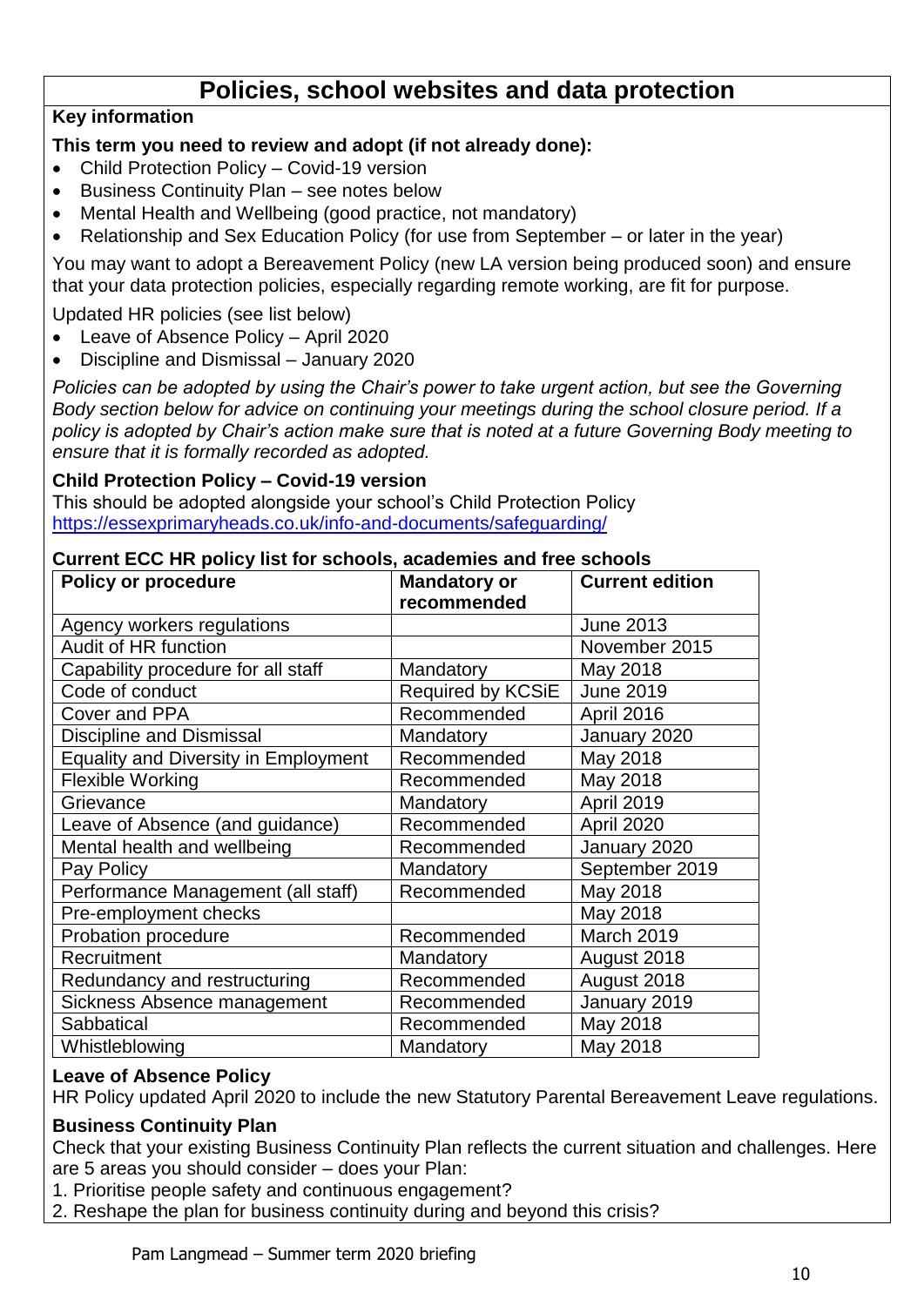# Policies, school websites and data protection

**Key information**

**This term you need to review and adopt (if not already done):**

- Child Protection Policy – Covid-19 version
- Business Continuity Plan – see notes below
- Mental Health and Wellbeing (good practice, not mandatory)
- Relationship and Sex Education Policy (for use from September – or later in the year)

You may want to adopt a Bereavement Policy (new LA version being produced soon) and ensure that your data protection policies, especially regarding remote working, are fit for purpose.

Updated HR policies (see list below)

- Leave of Absence Policy – April 2020
- Discipline and Dismissal – January 2020

*Policies can be adopted by using the Chair's power to take urgent action, but see the Governing Body section below for advice on continuing your meetings during the school closure period. If a policy is adopted by Chair's action make sure that is noted at a future Governing Body meeting to ensure that it is formally recorded as adopted.*

**Child Protection Policy – Covid-19 version**

This should be adopted alongside your school's Child Protection Policy https://essexprimaryheads.co.uk/info-and-documents/safeguarding/

**Current ECC HR policy list for schools, academies and free schools**

| Policy or procedure | Mandatory or recommended | Current edition |
|---|---|---|
| Agency workers regulations | | June 2013 |
| Audit of HR function | | November 2015 |
| Capability procedure for all staff | Mandatory | May 2018 |
| Code of conduct | Required by KCSiE | June 2019 |
| Cover and PPA | Recommended | April 2016 |
| Discipline and Dismissal | Mandatory | January 2020 |
| Equality and Diversity in Employment | Recommended | May 2018 |
| Flexible Working | Recommended | May 2018 |
| Grievance | Mandatory | April 2019 |
| Leave of Absence (and guidance) | Recommended | April 2020 |
| Mental health and wellbeing | Recommended | January 2020 |
| Pay Policy | Mandatory | September 2019 |
| Performance Management (all staff) | Recommended | May 2018 |
| Pre-employment checks | | May 2018 |
| Probation procedure | Recommended | March 2019 |
| Recruitment | Mandatory | August 2018 |
| Redundancy and restructuring | Recommended | August 2018 |
| Sickness Absence management | Recommended | January 2019 |
| Sabbatical | Recommended | May 2018 |
| Whistleblowing | Mandatory | May 2018 |

**Leave of Absence Policy**

HR Policy updated April 2020 to include the new Statutory Parental Bereavement Leave regulations.

**Business Continuity Plan**

Check that your existing Business Continuity Plan reflects the current situation and challenges. Here are 5 areas you should consider – does your Plan:

1. Prioritise people safety and continuous engagement?
2. Reshape the plan for business continuity during and beyond this crisis?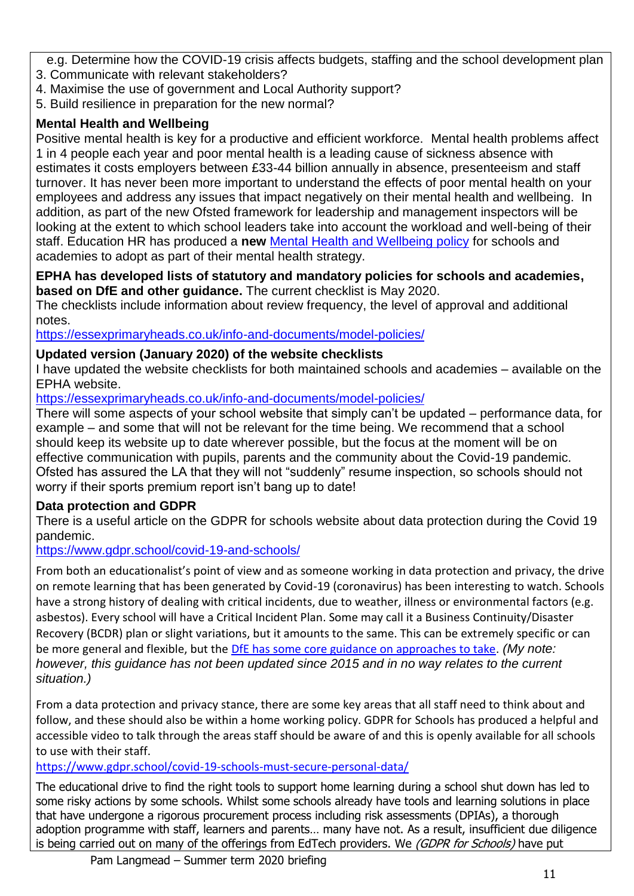e.g. Determine how the COVID-19 crisis affects budgets, staffing and the school development plan

3. Communicate with relevant stakeholders?
4. Maximise the use of government and Local Authority support?
5. Build resilience in preparation for the new normal?

**Mental Health and Wellbeing**

Positive mental health is key for a productive and efficient workforce. Mental health problems affect 1 in 4 people each year and poor mental health is a leading cause of sickness absence with estimates it costs employers between £33-44 billion annually in absence, presenteeism and staff turnover. It has never been more important to understand the effects of poor mental health on your employees and address any issues that impact negatively on their mental health and wellbeing. In addition, as part of the new Ofsted framework for leadership and management inspectors will be looking at the extent to which school leaders take into account the workload and well-being of their staff. Education HR has produced a **new** Mental Health and Wellbeing policy for schools and academies to adopt as part of their mental health strategy.

**EPHA has developed lists of statutory and mandatory policies for schools and academies, based on DfE and other guidance.** The current checklist is May 2020.

The checklists include information about review frequency, the level of approval and additional notes.

https://essexprimaryheads.co.uk/info-and-documents/model-policies/

**Updated version (January 2020) of the website checklists**

I have updated the website checklists for both maintained schools and academies – available on the EPHA website.

https://essexprimaryheads.co.uk/info-and-documents/model-policies/

There will some aspects of your school website that simply can't be updated – performance data, for example – and some that will not be relevant for the time being. We recommend that a school should keep its website up to date wherever possible, but the focus at the moment will be on effective communication with pupils, parents and the community about the Covid-19 pandemic. Ofsted has assured the LA that they will not "suddenly" resume inspection, so schools should not worry if their sports premium report isn't bang up to date!

**Data protection and GDPR**

There is a useful article on the GDPR for schools website about data protection during the Covid 19 pandemic.

https://www.gdpr.school/covid-19-and-schools/

From both an educationalist's point of view and as someone working in data protection and privacy, the drive on remote learning that has been generated by Covid-19 (coronavirus) has been interesting to watch. Schools have a strong history of dealing with critical incidents, due to weather, illness or environmental factors (e.g. asbestos). Every school will have a Critical Incident Plan. Some may call it a Business Continuity/Disaster Recovery (BCDR) plan or slight variations, but it amounts to the same. This can be extremely specific or can be more general and flexible, but the DfE has some core guidance on approaches to take. *(My note: however, this guidance has not been updated since 2015 and in no way relates to the current situation.)*

From a data protection and privacy stance, there are some key areas that all staff need to think about and follow, and these should also be within a home working policy. GDPR for Schools has produced a helpful and accessible video to talk through the areas staff should be aware of and this is openly available for all schools to use with their staff.

https://www.gdpr.school/covid-19-schools-must-secure-personal-data/

The educational drive to find the right tools to support home learning during a school shut down has led to some risky actions by some schools. Whilst some schools already have tools and learning solutions in place that have undergone a rigorous procurement process including risk assessments (DPIAs), a thorough adoption programme with staff, learners and parents… many have not. As a result, insufficient due diligence is being carried out on many of the offerings from EdTech providers. We *(GDPR for Schools)* have put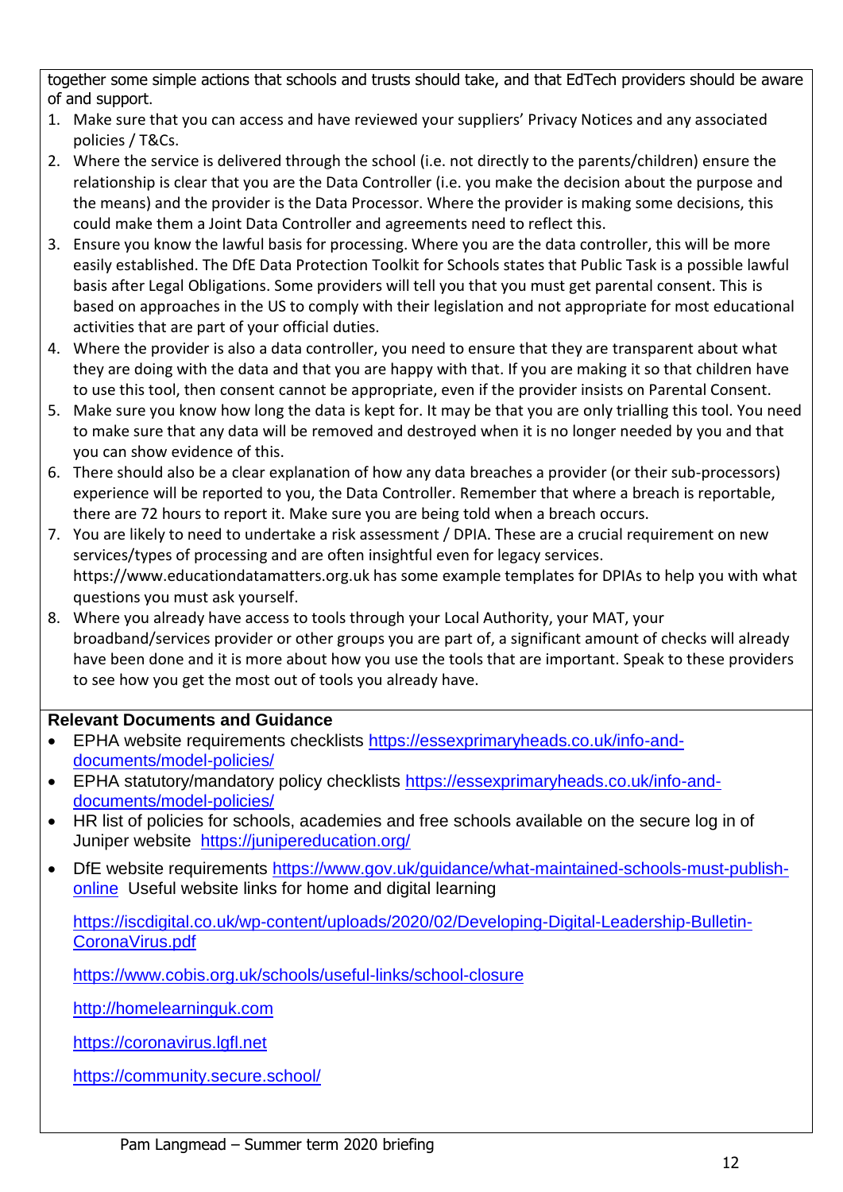together some simple actions that schools and trusts should take, and that EdTech providers should be aware of and support.

1. Make sure that you can access and have reviewed your suppliers' Privacy Notices and any associated policies / T&Cs.
2. Where the service is delivered through the school (i.e. not directly to the parents/children) ensure the relationship is clear that you are the Data Controller (i.e. you make the decision about the purpose and the means) and the provider is the Data Processor. Where the provider is making some decisions, this could make them a Joint Data Controller and agreements need to reflect this.
3. Ensure you know the lawful basis for processing. Where you are the data controller, this will be more easily established. The DfE Data Protection Toolkit for Schools states that Public Task is a possible lawful basis after Legal Obligations. Some providers will tell you that you must get parental consent. This is based on approaches in the US to comply with their legislation and not appropriate for most educational activities that are part of your official duties.
4. Where the provider is also a data controller, you need to ensure that they are transparent about what they are doing with the data and that you are happy with that. If you are making it so that children have to use this tool, then consent cannot be appropriate, even if the provider insists on Parental Consent.
5. Make sure you know how long the data is kept for. It may be that you are only trialling this tool. You need to make sure that any data will be removed and destroyed when it is no longer needed by you and that you can show evidence of this.
6. There should also be a clear explanation of how any data breaches a provider (or their sub-processors) experience will be reported to you, the Data Controller. Remember that where a breach is reportable, there are 72 hours to report it. Make sure you are being told when a breach occurs.
7. You are likely to need to undertake a risk assessment / DPIA. These are a crucial requirement on new services/types of processing and are often insightful even for legacy services. https://www.educationdatamatters.org.uk has some example templates for DPIAs to help you with what questions you must ask yourself.
8. Where you already have access to tools through your Local Authority, your MAT, your broadband/services provider or other groups you are part of, a significant amount of checks will already have been done and it is more about how you use the tools that are important. Speak to these providers to see how you get the most out of tools you already have.

**Relevant Documents and Guidance**

- EPHA website requirements checklists https://essexprimaryheads.co.uk/info-and-documents/model-policies/
- EPHA statutory/mandatory policy checklists https://essexprimaryheads.co.uk/info-and-documents/model-policies/
- HR list of policies for schools, academies and free schools available on the secure log in of Juniper website https://junipereducation.org/
- DfE website requirements https://www.gov.uk/guidance/what-maintained-schools-must-publish-online Useful website links for home and digital learning

  https://iscdigital.co.uk/wp-content/uploads/2020/02/Developing-Digital-Leadership-Bulletin-CoronaVirus.pdf

  https://www.cobis.org.uk/schools/useful-links/school-closure

  http://homelearninguk.com

  https://coronavirus.lgfl.net

  https://community.secure.school/

Pam Langmead – Summer term 2020 briefing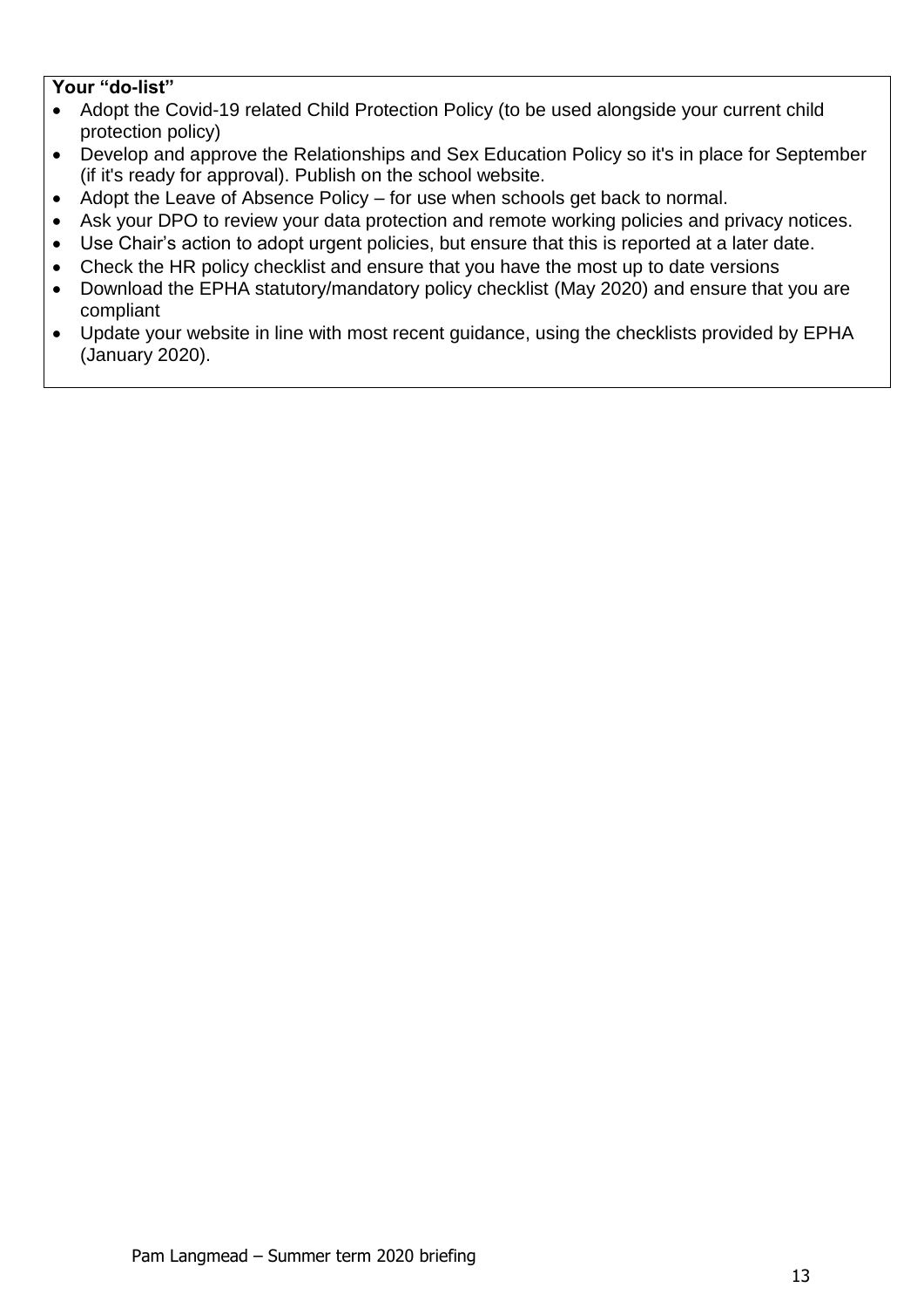**Your "do-list"**

- Adopt the Covid-19 related Child Protection Policy (to be used alongside your current child protection policy)
- Develop and approve the Relationships and Sex Education Policy so it's in place for September (if it's ready for approval). Publish on the school website.
- Adopt the Leave of Absence Policy – for use when schools get back to normal.
- Ask your DPO to review your data protection and remote working policies and privacy notices.
- Use Chair's action to adopt urgent policies, but ensure that this is reported at a later date.
- Check the HR policy checklist and ensure that you have the most up to date versions
- Download the EPHA statutory/mandatory policy checklist (May 2020) and ensure that you are compliant
- Update your website in line with most recent guidance, using the checklists provided by EPHA (January 2020).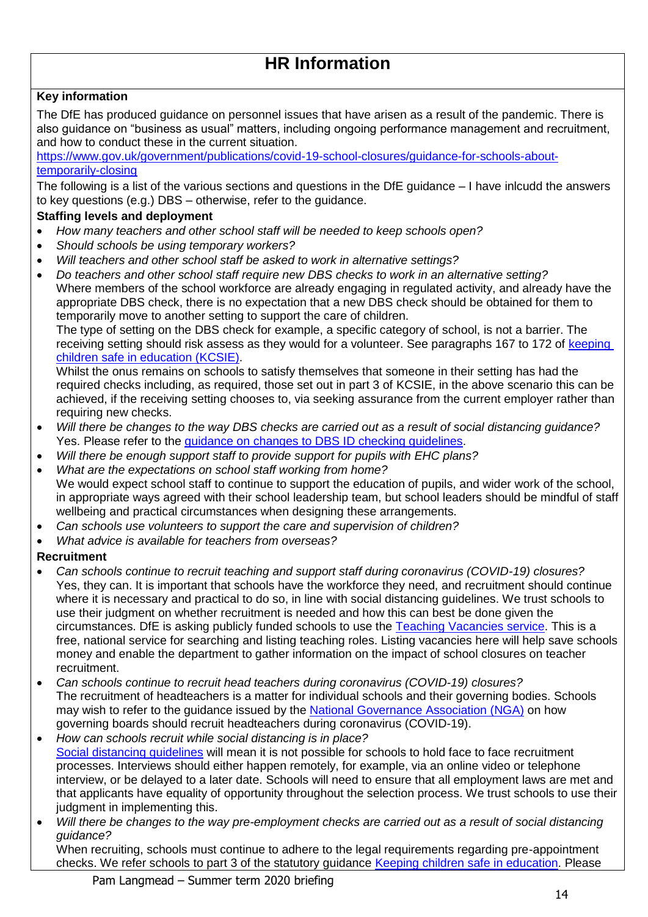# HR Information

**Key information**

The DfE has produced guidance on personnel issues that have arisen as a result of the pandemic. There is also guidance on "business as usual" matters, including ongoing performance management and recruitment, and how to conduct these in the current situation.

[https://www.gov.uk/government/publications/covid-19-school-closures/guidance-for-schools-about-temporarily-closing](https://www.gov.uk/government/publications/covid-19-school-closures/guidance-for-schools-about-temporarily-closing)

The following is a list of the various sections and questions in the DfE guidance – I have inlcudd the answers to key questions (e.g.) DBS – otherwise, refer to the guidance.

**Staffing levels and deployment**

- *How many teachers and other school staff will be needed to keep schools open?*
- *Should schools be using temporary workers?*
- *Will teachers and other school staff be asked to work in alternative settings?*
- *Do teachers and other school staff require new DBS checks to work in an alternative setting?*
  Where members of the school workforce are already engaging in regulated activity, and already have the appropriate DBS check, there is no expectation that a new DBS check should be obtained for them to temporarily move to another setting to support the care of children.
  The type of setting on the DBS check for example, a specific category of school, is not a barrier. The receiving setting should risk assess as they would for a volunteer. See paragraphs 167 to 172 of keeping children safe in education (KCSIE).
  Whilst the onus remains on schools to satisfy themselves that someone in their setting has had the required checks including, as required, those set out in part 3 of KCSIE, in the above scenario this can be achieved, if the receiving setting chooses to, via seeking assurance from the current employer rather than requiring new checks.
- *Will there be changes to the way DBS checks are carried out as a result of social distancing guidance?*
  Yes. Please refer to the guidance on changes to DBS ID checking guidelines.
- *Will there be enough support staff to provide support for pupils with EHC plans?*
- *What are the expectations on school staff working from home?*
  We would expect school staff to continue to support the education of pupils, and wider work of the school, in appropriate ways agreed with their school leadership team, but school leaders should be mindful of staff wellbeing and practical circumstances when designing these arrangements.
- *Can schools use volunteers to support the care and supervision of children?*
- *What advice is available for teachers from overseas?*

**Recruitment**

- *Can schools continue to recruit teaching and support staff during coronavirus (COVID-19) closures?*
  Yes, they can. It is important that schools have the workforce they need, and recruitment should continue where it is necessary and practical to do so, in line with social distancing guidelines. We trust schools to use their judgment on whether recruitment is needed and how this can best be done given the circumstances. DfE is asking publicly funded schools to use the Teaching Vacancies service. This is a free, national service for searching and listing teaching roles. Listing vacancies here will help save schools money and enable the department to gather information on the impact of school closures on teacher recruitment.
- *Can schools continue to recruit head teachers during coronavirus (COVID-19) closures?*
  The recruitment of headteachers is a matter for individual schools and their governing bodies. Schools may wish to refer to the guidance issued by the National Governance Association (NGA) on how governing boards should recruit headteachers during coronavirus (COVID-19).
- *How can schools recruit while social distancing is in place?*
  Social distancing guidelines will mean it is not possible for schools to hold face to face recruitment processes. Interviews should either happen remotely, for example, via an online video or telephone interview, or be delayed to a later date. Schools will need to ensure that all employment laws are met and that applicants have equality of opportunity throughout the selection process. We trust schools to use their judgment in implementing this.
- *Will there be changes to the way pre-employment checks are carried out as a result of social distancing guidance?*
  When recruiting, schools must continue to adhere to the legal requirements regarding pre-appointment checks. We refer schools to part 3 of the statutory guidance Keeping children safe in education. Please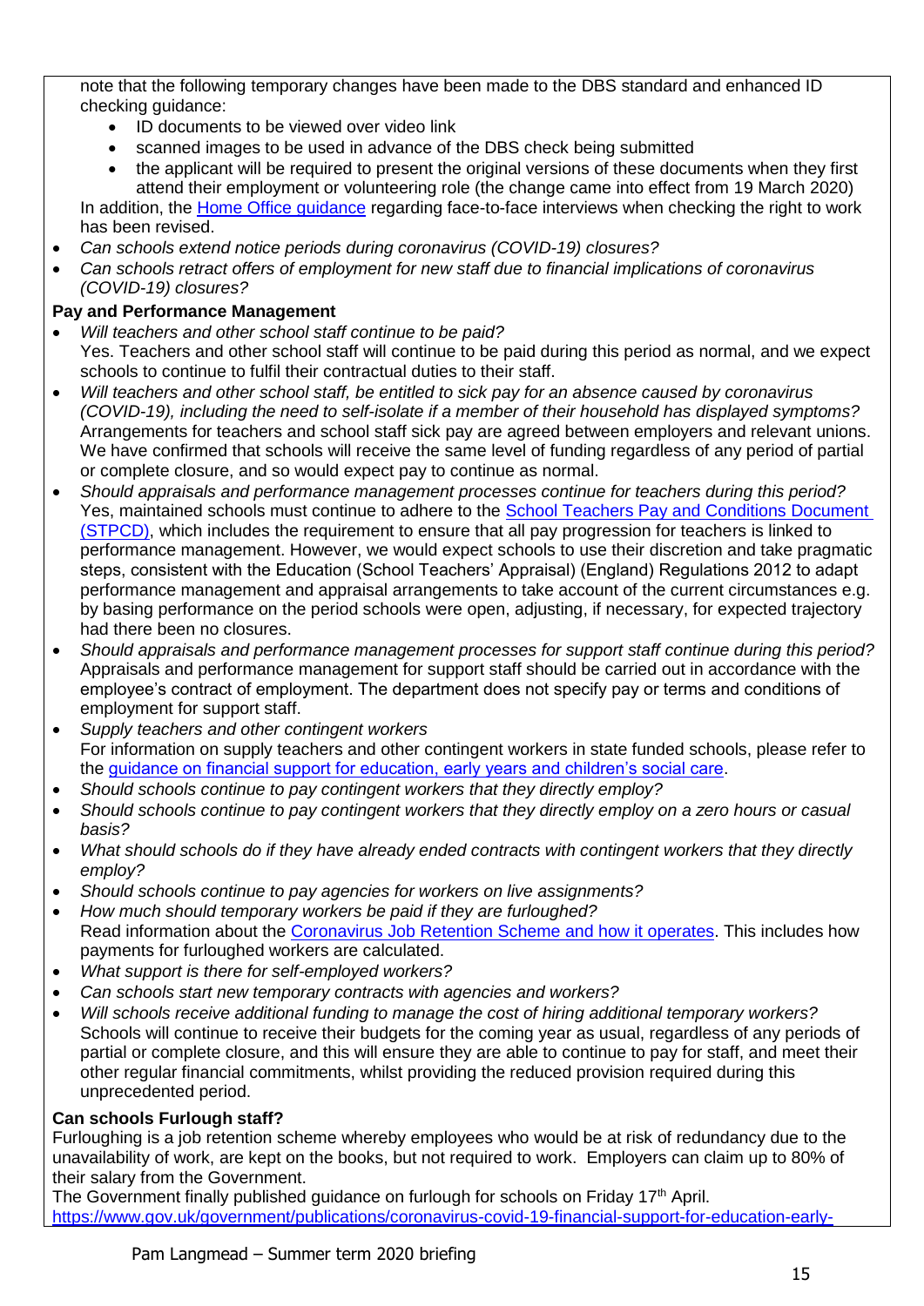note that the following temporary changes have been made to the DBS standard and enhanced ID checking guidance:

- ID documents to be viewed over video link
- scanned images to be used in advance of the DBS check being submitted
- the applicant will be required to present the original versions of these documents when they first attend their employment or volunteering role (the change came into effect from 19 March 2020)

In addition, the [Home Office guidance](#) regarding face-to-face interviews when checking the right to work has been revised.

- *Can schools extend notice periods during coronavirus (COVID-19) closures?*
- *Can schools retract offers of employment for new staff due to financial implications of coronavirus (COVID-19) closures?*

**Pay and Performance Management**

- *Will teachers and other school staff continue to be paid?*
  Yes. Teachers and other school staff will continue to be paid during this period as normal, and we expect schools to continue to fulfil their contractual duties to their staff.
- *Will teachers and other school staff, be entitled to sick pay for an absence caused by coronavirus (COVID-19), including the need to self-isolate if a member of their household has displayed symptoms?*
  Arrangements for teachers and school staff sick pay are agreed between employers and relevant unions. We have confirmed that schools will receive the same level of funding regardless of any period of partial or complete closure, and so would expect pay to continue as normal.
- *Should appraisals and performance management processes continue for teachers during this period?*
  Yes, maintained schools must continue to adhere to the [School Teachers Pay and Conditions Document (STPCD)](#), which includes the requirement to ensure that all pay progression for teachers is linked to performance management. However, we would expect schools to use their discretion and take pragmatic steps, consistent with the Education (School Teachers' Appraisal) (England) Regulations 2012 to adapt performance management and appraisal arrangements to take account of the current circumstances e.g. by basing performance on the period schools were open, adjusting, if necessary, for expected trajectory had there been no closures.
- *Should appraisals and performance management processes for support staff continue during this period?*
  Appraisals and performance management for support staff should be carried out in accordance with the employee's contract of employment. The department does not specify pay or terms and conditions of employment for support staff.
- *Supply teachers and other contingent workers*
  For information on supply teachers and other contingent workers in state funded schools, please refer to the [guidance on financial support for education, early years and children's social care](#).
- *Should schools continue to pay contingent workers that they directly employ?*
- *Should schools continue to pay contingent workers that they directly employ on a zero hours or casual basis?*
- *What should schools do if they have already ended contracts with contingent workers that they directly employ?*
- *Should schools continue to pay agencies for workers on live assignments?*
- *How much should temporary workers be paid if they are furloughed?*
  Read information about the [Coronavirus Job Retention Scheme and how it operates](#). This includes how payments for furloughed workers are calculated.
- *What support is there for self-employed workers?*
- *Can schools start new temporary contracts with agencies and workers?*
- *Will schools receive additional funding to manage the cost of hiring additional temporary workers?*
  Schools will continue to receive their budgets for the coming year as usual, regardless of any periods of partial or complete closure, and this will ensure they are able to continue to pay for staff, and meet their other regular financial commitments, whilst providing the reduced provision required during this unprecedented period.

**Can schools Furlough staff?**

Furloughing is a job retention scheme whereby employees who would be at risk of redundancy due to the unavailability of work, are kept on the books, but not required to work. Employers can claim up to 80% of their salary from the Government.

The Government finally published guidance on furlough for schools on Friday 17th April.
https://www.gov.uk/government/publications/coronavirus-covid-19-financial-support-for-education-early-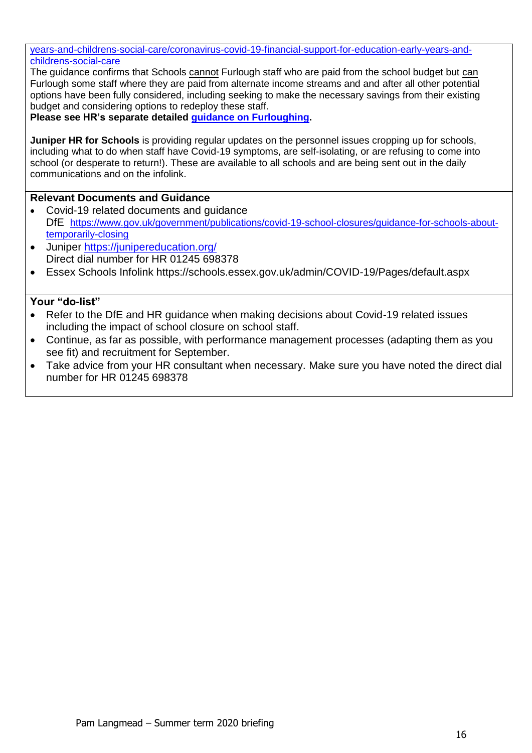years-and-childrens-social-care/coronavirus-covid-19-financial-support-for-education-early-years-and-childrens-social-care

The guidance confirms that Schools cannot Furlough staff who are paid from the school budget but can Furlough some staff where they are paid from alternate income streams and and after all other potential options have been fully considered, including seeking to make the necessary savings from their existing budget and considering options to redeploy these staff.

**Please see HR's separate detailed guidance on Furloughing.**

**Juniper HR for Schools** is providing regular updates on the personnel issues cropping up for schools, including what to do when staff have Covid-19 symptoms, are self-isolating, or are refusing to come into school (or desperate to return!). These are available to all schools and are being sent out in the daily communications and on the infolink.

**Relevant Documents and Guidance**

- Covid-19 related documents and guidance
  DfE https://www.gov.uk/government/publications/covid-19-school-closures/guidance-for-schools-about-temporarily-closing
- Juniper https://junipereducation.org/
  Direct dial number for HR 01245 698378
- Essex Schools Infolink https://schools.essex.gov.uk/admin/COVID-19/Pages/default.aspx

**Your "do-list"**

- Refer to the DfE and HR guidance when making decisions about Covid-19 related issues including the impact of school closure on school staff.
- Continue, as far as possible, with performance management processes (adapting them as you see fit) and recruitment for September.
- Take advice from your HR consultant when necessary. Make sure you have noted the direct dial number for HR 01245 698378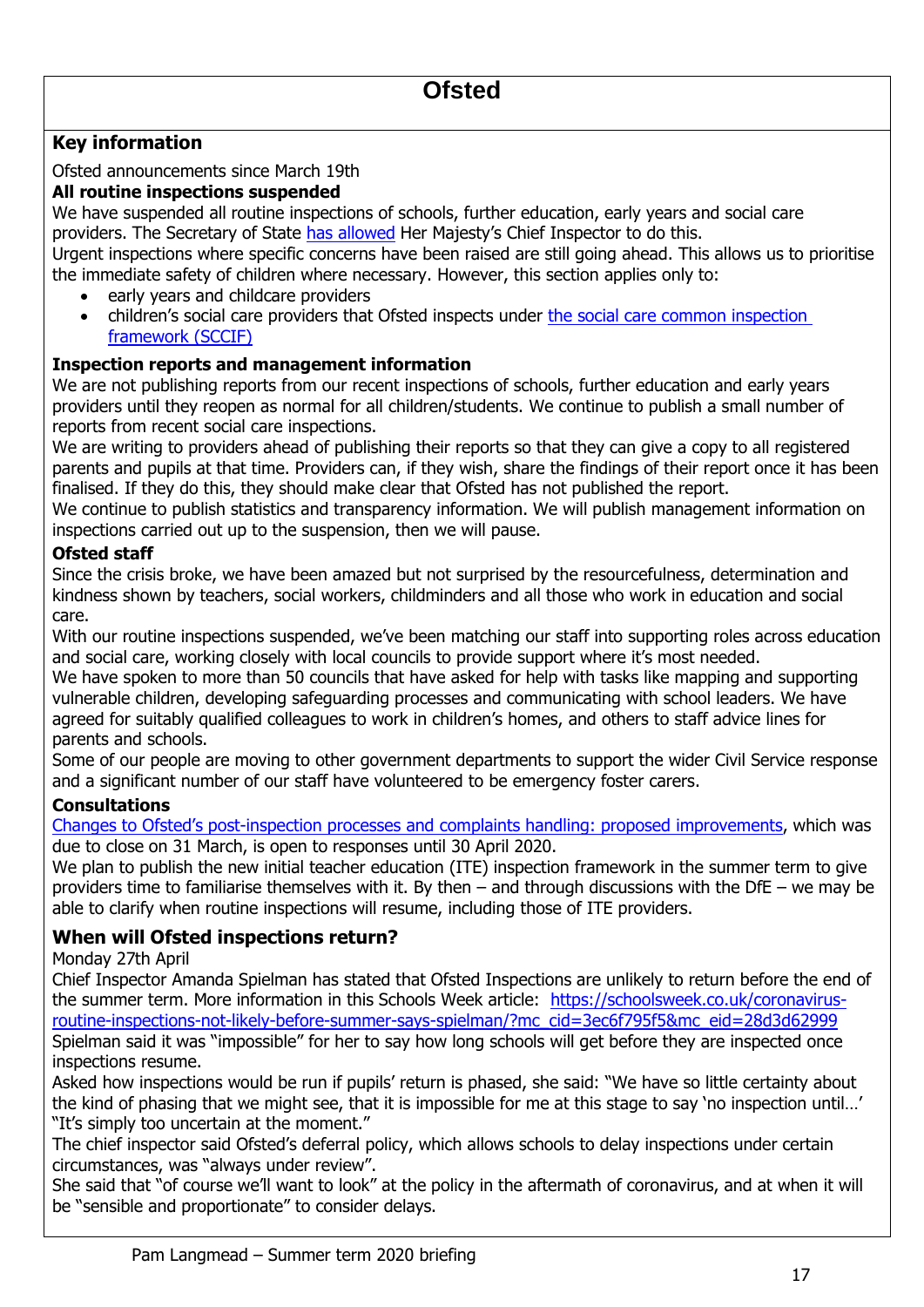# Ofsted

## Key information

Ofsted announcements since March 19th

**All routine inspections suspended**

We have suspended all routine inspections of schools, further education, early years and social care providers. The Secretary of State [has allowed]() Her Majesty's Chief Inspector to do this.

Urgent inspections where specific concerns have been raised are still going ahead. This allows us to prioritise the immediate safety of children where necessary. However, this section applies only to:

- early years and childcare providers
- children's social care providers that Ofsted inspects under [the social care common inspection framework (SCCIF)]()

**Inspection reports and management information**

We are not publishing reports from our recent inspections of schools, further education and early years providers until they reopen as normal for all children/students. We continue to publish a small number of reports from recent social care inspections.

We are writing to providers ahead of publishing their reports so that they can give a copy to all registered parents and pupils at that time. Providers can, if they wish, share the findings of their report once it has been finalised. If they do this, they should make clear that Ofsted has not published the report.

We continue to publish statistics and transparency information. We will publish management information on inspections carried out up to the suspension, then we will pause.

**Ofsted staff**

Since the crisis broke, we have been amazed but not surprised by the resourcefulness, determination and kindness shown by teachers, social workers, childminders and all those who work in education and social care.

With our routine inspections suspended, we've been matching our staff into supporting roles across education and social care, working closely with local councils to provide support where it's most needed.

We have spoken to more than 50 councils that have asked for help with tasks like mapping and supporting vulnerable children, developing safeguarding processes and communicating with school leaders. We have agreed for suitably qualified colleagues to work in children's homes, and others to staff advice lines for parents and schools.

Some of our people are moving to other government departments to support the wider Civil Service response and a significant number of our staff have volunteered to be emergency foster carers.

**Consultations**

[Changes to Ofsted's post-inspection processes and complaints handling: proposed improvements](), which was due to close on 31 March, is open to responses until 30 April 2020.

We plan to publish the new initial teacher education (ITE) inspection framework in the summer term to give providers time to familiarise themselves with it. By then – and through discussions with the DfE – we may be able to clarify when routine inspections will resume, including those of ITE providers.

## When will Ofsted inspections return?

Monday 27th April

Chief Inspector Amanda Spielman has stated that Ofsted Inspections are unlikely to return before the end of the summer term. More information in this Schools Week article: https://schoolsweek.co.uk/coronavirus-routine-inspections-not-likely-before-summer-says-spielman/?mc_cid=3ec6f795f5&mc_eid=28d3d62999

Spielman said it was "impossible" for her to say how long schools will get before they are inspected once inspections resume.

Asked how inspections would be run if pupils' return is phased, she said: "We have so little certainty about the kind of phasing that we might see, that it is impossible for me at this stage to say 'no inspection until…' "It's simply too uncertain at the moment."

The chief inspector said Ofsted's deferral policy, which allows schools to delay inspections under certain circumstances, was "always under review".

She said that "of course we'll want to look" at the policy in the aftermath of coronavirus, and at when it will be "sensible and proportionate" to consider delays.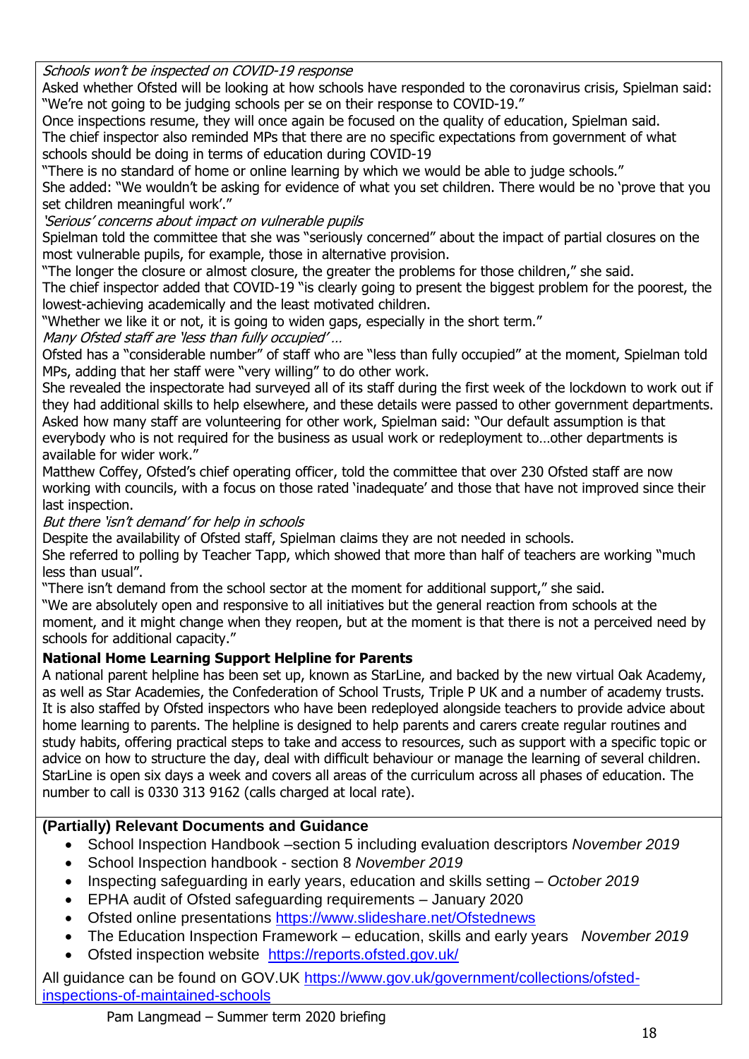*Schools won't be inspected on COVID-19 response*

Asked whether Ofsted will be looking at how schools have responded to the coronavirus crisis, Spielman said: "We're not going to be judging schools per se on their response to COVID-19."

Once inspections resume, they will once again be focused on the quality of education, Spielman said.

The chief inspector also reminded MPs that there are no specific expectations from government of what schools should be doing in terms of education during COVID-19

"There is no standard of home or online learning by which we would be able to judge schools."

She added: "We wouldn't be asking for evidence of what you set children. There would be no 'prove that you set children meaningful work'."

*'Serious' concerns about impact on vulnerable pupils*

Spielman told the committee that she was "seriously concerned" about the impact of partial closures on the most vulnerable pupils, for example, those in alternative provision.

"The longer the closure or almost closure, the greater the problems for those children," she said.

The chief inspector added that COVID-19 "is clearly going to present the biggest problem for the poorest, the lowest-achieving academically and the least motivated children.

"Whether we like it or not, it is going to widen gaps, especially in the short term."

*Many Ofsted staff are 'less than fully occupied' …*

Ofsted has a "considerable number" of staff who are "less than fully occupied" at the moment, Spielman told MPs, adding that her staff were "very willing" to do other work.

She revealed the inspectorate had surveyed all of its staff during the first week of the lockdown to work out if they had additional skills to help elsewhere, and these details were passed to other government departments.

Asked how many staff are volunteering for other work, Spielman said: "Our default assumption is that everybody who is not required for the business as usual work or redeployment to…other departments is available for wider work."

Matthew Coffey, Ofsted's chief operating officer, told the committee that over 230 Ofsted staff are now working with councils, with a focus on those rated 'inadequate' and those that have not improved since their last inspection.

*But there 'isn't demand' for help in schools*

Despite the availability of Ofsted staff, Spielman claims they are not needed in schools.

She referred to polling by Teacher Tapp, which showed that more than half of teachers are working "much less than usual".

"There isn't demand from the school sector at the moment for additional support," she said.

"We are absolutely open and responsive to all initiatives but the general reaction from schools at the moment, and it might change when they reopen, but at the moment is that there is not a perceived need by schools for additional capacity."

**National Home Learning Support Helpline for Parents**

A national parent helpline has been set up, known as StarLine, and backed by the new virtual Oak Academy, as well as Star Academies, the Confederation of School Trusts, Triple P UK and a number of academy trusts. It is also staffed by Ofsted inspectors who have been redeployed alongside teachers to provide advice about home learning to parents. The helpline is designed to help parents and carers create regular routines and study habits, offering practical steps to take and access to resources, such as support with a specific topic or advice on how to structure the day, deal with difficult behaviour or manage the learning of several children. StarLine is open six days a week and covers all areas of the curriculum across all phases of education. The number to call is 0330 313 9162 (calls charged at local rate).

## (Partially) Relevant Documents and Guidance

- School Inspection Handbook –section 5 including evaluation descriptors *November 2019*
- School Inspection handbook - section 8 *November 2019*
- Inspecting safeguarding in early years, education and skills setting – *October 2019*
- EPHA audit of Ofsted safeguarding requirements – January 2020
- Ofsted online presentations https://www.slideshare.net/Ofstednews
- The Education Inspection Framework – education, skills and early years *November 2019*
- Ofsted inspection website https://reports.ofsted.gov.uk/

All guidance can be found on GOV.UK https://www.gov.uk/government/collections/ofsted-inspections-of-maintained-schools

Pam Langmead – Summer term 2020 briefing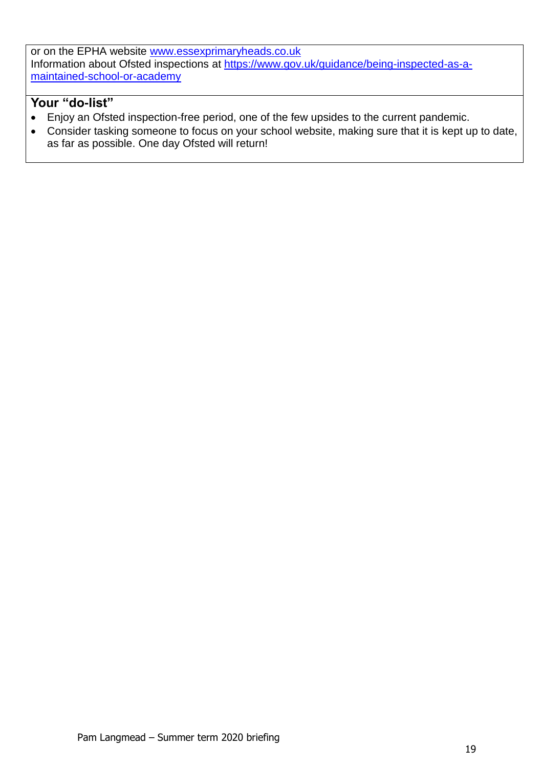or on the EPHA website [www.essexprimaryheads.co.uk](http://www.essexprimaryheads.co.uk)
Information about Ofsted inspections at [https://www.gov.uk/guidance/being-inspected-as-a-maintained-school-or-academy](https://www.gov.uk/guidance/being-inspected-as-a-maintained-school-or-academy)

## Your "do-list"

- Enjoy an Ofsted inspection-free period, one of the few upsides to the current pandemic.
- Consider tasking someone to focus on your school website, making sure that it is kept up to date, as far as possible. One day Ofsted will return!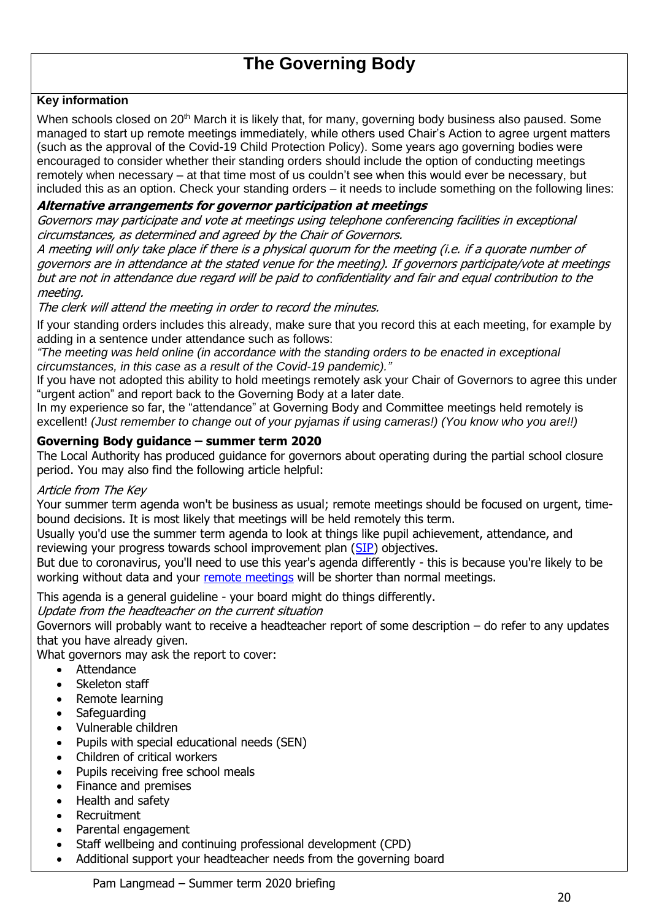# The Governing Body

**Key information**

When schools closed on 20th March it is likely that, for many, governing body business also paused. Some managed to start up remote meetings immediately, while others used Chair's Action to agree urgent matters (such as the approval of the Covid-19 Child Protection Policy). Some years ago governing bodies were encouraged to consider whether their standing orders should include the option of conducting meetings remotely when necessary – at that time most of us couldn't see when this would ever be necessary, but included this as an option. Check your standing orders – it needs to include something on the following lines:

***Alternative arrangements for governor participation at meetings***

*Governors may participate and vote at meetings using telephone conferencing facilities in exceptional circumstances, as determined and agreed by the Chair of Governors.*

*A meeting will only take place if there is a physical quorum for the meeting (i.e. if a quorate number of governors are in attendance at the stated venue for the meeting). If governors participate/vote at meetings but are not in attendance due regard will be paid to confidentiality and fair and equal contribution to the meeting.*

*The clerk will attend the meeting in order to record the minutes.*

If your standing orders includes this already, make sure that you record this at each meeting, for example by adding in a sentence under attendance such as follows:

*"The meeting was held online (in accordance with the standing orders to be enacted in exceptional circumstances, in this case as a result of the Covid-19 pandemic)."*

If you have not adopted this ability to hold meetings remotely ask your Chair of Governors to agree this under "urgent action" and report back to the Governing Body at a later date.

In my experience so far, the "attendance" at Governing Body and Committee meetings held remotely is excellent! *(Just remember to change out of your pyjamas if using cameras!) (You know who you are!!)*

**Governing Body guidance – summer term 2020**

The Local Authority has produced guidance for governors about operating during the partial school closure period. You may also find the following article helpful:

*Article from The Key*

Your summer term agenda won't be business as usual; remote meetings should be focused on urgent, time-bound decisions. It is most likely that meetings will be held remotely this term.

Usually you'd use the summer term agenda to look at things like pupil achievement, attendance, and reviewing your progress towards school improvement plan (SIP) objectives.

But due to coronavirus, you'll need to use this year's agenda differently - this is because you're likely to be working without data and your remote meetings will be shorter than normal meetings.

This agenda is a general guideline - your board might do things differently.

*Update from the headteacher on the current situation*

Governors will probably want to receive a headteacher report of some description – do refer to any updates that you have already given.

What governors may ask the report to cover:

- Attendance
- Skeleton staff
- Remote learning
- Safeguarding
- Vulnerable children
- Pupils with special educational needs (SEN)
- Children of critical workers
- Pupils receiving free school meals
- Finance and premises
- Health and safety
- Recruitment
- Parental engagement
- Staff wellbeing and continuing professional development (CPD)
- Additional support your headteacher needs from the governing board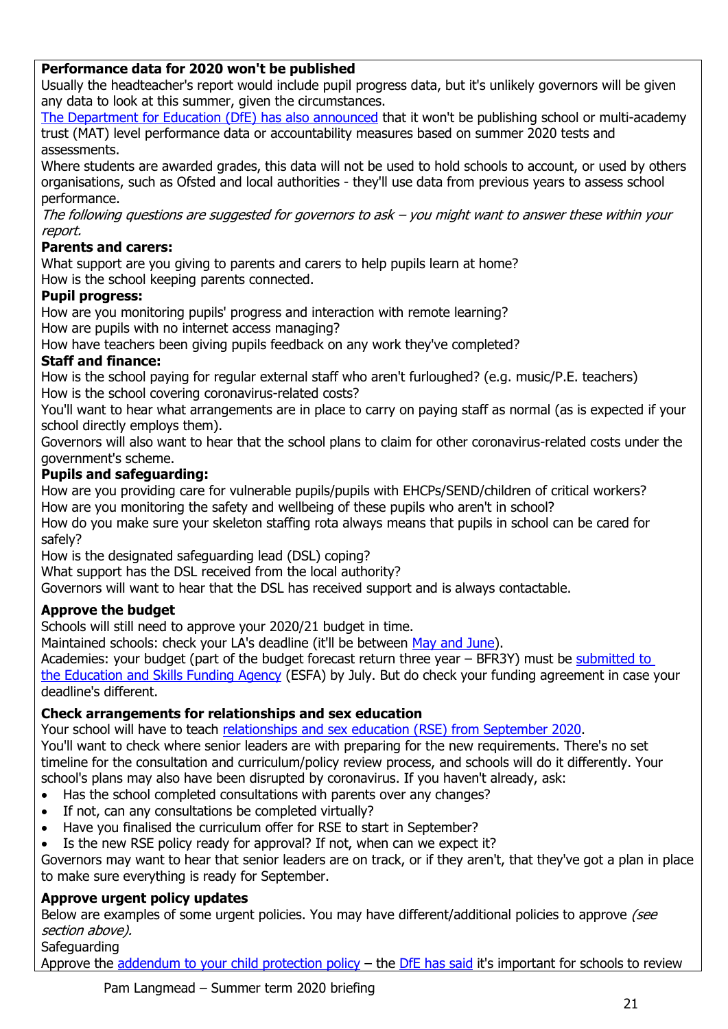**Performance data for 2020 won't be published**

Usually the headteacher's report would include pupil progress data, but it's unlikely governors will be given any data to look at this summer, given the circumstances.

The Department for Education (DfE) has also announced that it won't be publishing school or multi-academy trust (MAT) level performance data or accountability measures based on summer 2020 tests and assessments.

Where students are awarded grades, this data will not be used to hold schools to account, or used by others organisations, such as Ofsted and local authorities - they'll use data from previous years to assess school performance.

*The following questions are suggested for governors to ask – you might want to answer these within your report.*

**Parents and carers:**

What support are you giving to parents and carers to help pupils learn at home?
How is the school keeping parents connected.

**Pupil progress:**

How are you monitoring pupils' progress and interaction with remote learning?
How are pupils with no internet access managing?
How have teachers been giving pupils feedback on any work they've completed?

**Staff and finance:**

How is the school paying for regular external staff who aren't furloughed? (e.g. music/P.E. teachers)
How is the school covering coronavirus-related costs?
You'll want to hear what arrangements are in place to carry on paying staff as normal (as is expected if your school directly employs them).
Governors will also want to hear that the school plans to claim for other coronavirus-related costs under the government's scheme.

**Pupils and safeguarding:**

How are you providing care for vulnerable pupils/pupils with EHCPs/SEND/children of critical workers?
How are you monitoring the safety and wellbeing of these pupils who aren't in school?
How do you make sure your skeleton staffing rota always means that pupils in school can be cared for safely?
How is the designated safeguarding lead (DSL) coping?
What support has the DSL received from the local authority?
Governors will want to hear that the DSL has received support and is always contactable.

**Approve the budget**

Schools will still need to approve your 2020/21 budget in time.
Maintained schools: check your LA's deadline (it'll be between May and June).
Academies: your budget (part of the budget forecast return three year – BFR3Y) must be submitted to the Education and Skills Funding Agency (ESFA) by July. But do check your funding agreement in case your deadline's different.

**Check arrangements for relationships and sex education**

Your school will have to teach relationships and sex education (RSE) from September 2020.
You'll want to check where senior leaders are with preparing for the new requirements. There's no set timeline for the consultation and curriculum/policy review process, and schools will do it differently. Your school's plans may also have been disrupted by coronavirus. If you haven't already, ask:

- Has the school completed consultations with parents over any changes?
- If not, can any consultations be completed virtually?
- Have you finalised the curriculum offer for RSE to start in September?
- Is the new RSE policy ready for approval? If not, when can we expect it?

Governors may want to hear that senior leaders are on track, or if they aren't, that they've got a plan in place to make sure everything is ready for September.

**Approve urgent policy updates**

Below are examples of some urgent policies. You may have different/additional policies to approve *(see section above).*

Safeguarding

Approve the addendum to your child protection policy – the DfE has said it's important for schools to review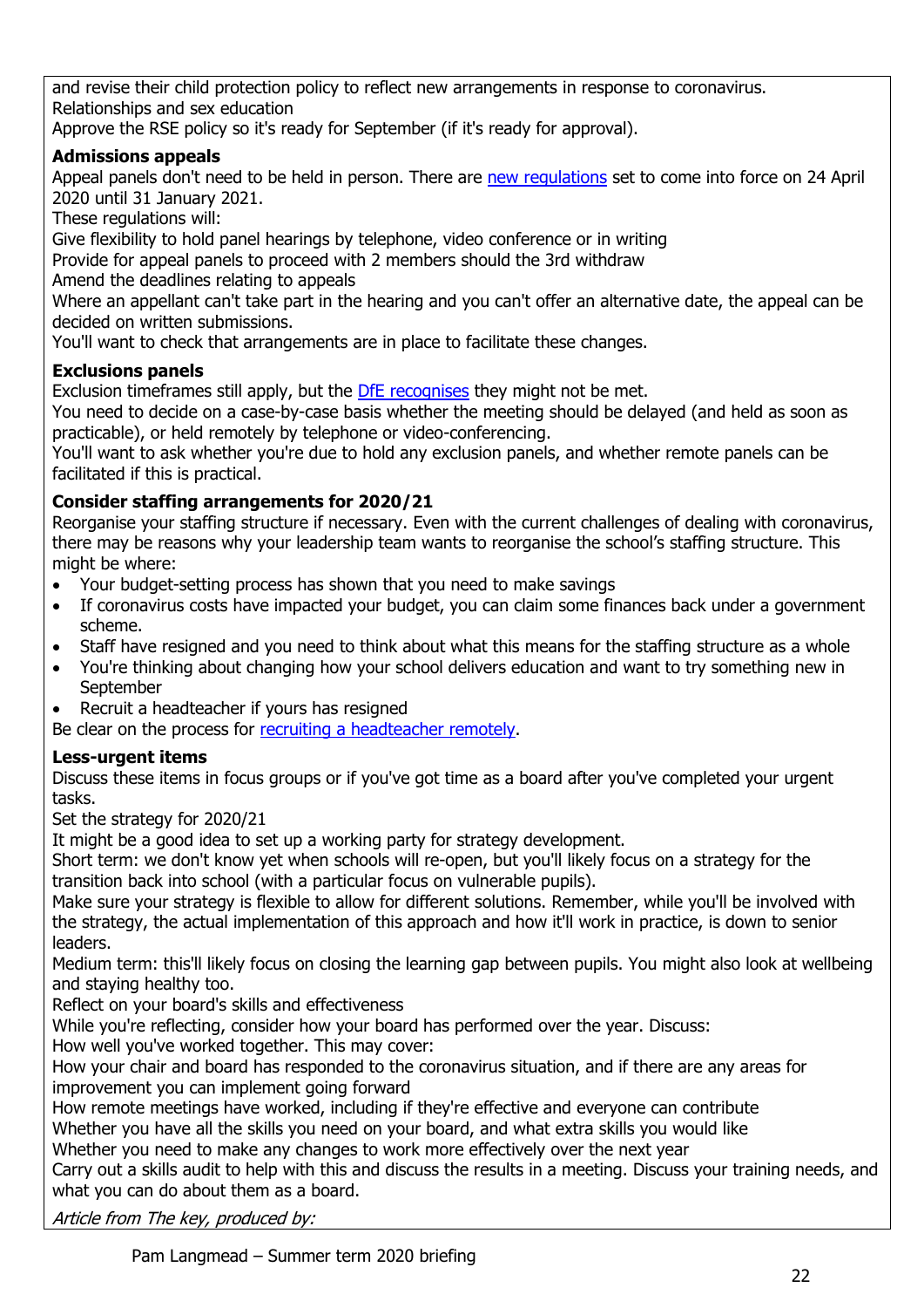and revise their child protection policy to reflect new arrangements in response to coronavirus.
Relationships and sex education
Approve the RSE policy so it's ready for September (if it's ready for approval).

**Admissions appeals**

Appeal panels don't need to be held in person. There are new regulations set to come into force on 24 April 2020 until 31 January 2021.
These regulations will:
Give flexibility to hold panel hearings by telephone, video conference or in writing
Provide for appeal panels to proceed with 2 members should the 3rd withdraw
Amend the deadlines relating to appeals
Where an appellant can't take part in the hearing and you can't offer an alternative date, the appeal can be decided on written submissions.
You'll want to check that arrangements are in place to facilitate these changes.

**Exclusions panels**

Exclusion timeframes still apply, but the DfE recognises they might not be met.
You need to decide on a case-by-case basis whether the meeting should be delayed (and held as soon as practicable), or held remotely by telephone or video-conferencing.
You'll want to ask whether you're due to hold any exclusion panels, and whether remote panels can be facilitated if this is practical.

**Consider staffing arrangements for 2020/21**

Reorganise your staffing structure if necessary. Even with the current challenges of dealing with coronavirus, there may be reasons why your leadership team wants to reorganise the school's staffing structure. This might be where:

- Your budget-setting process has shown that you need to make savings
- If coronavirus costs have impacted your budget, you can claim some finances back under a government scheme.
- Staff have resigned and you need to think about what this means for the staffing structure as a whole
- You're thinking about changing how your school delivers education and want to try something new in September
- Recruit a headteacher if yours has resigned

Be clear on the process for recruiting a headteacher remotely.

**Less-urgent items**

Discuss these items in focus groups or if you've got time as a board after you've completed your urgent tasks.
Set the strategy for 2020/21
It might be a good idea to set up a working party for strategy development.
Short term: we don't know yet when schools will re-open, but you'll likely focus on a strategy for the transition back into school (with a particular focus on vulnerable pupils).
Make sure your strategy is flexible to allow for different solutions. Remember, while you'll be involved with the strategy, the actual implementation of this approach and how it'll work in practice, is down to senior leaders.
Medium term: this'll likely focus on closing the learning gap between pupils. You might also look at wellbeing and staying healthy too.
Reflect on your board's skills and effectiveness
While you're reflecting, consider how your board has performed over the year. Discuss:
How well you've worked together. This may cover:
How your chair and board has responded to the coronavirus situation, and if there are any areas for improvement you can implement going forward
How remote meetings have worked, including if they're effective and everyone can contribute
Whether you have all the skills you need on your board, and what extra skills you would like
Whether you need to make any changes to work more effectively over the next year
Carry out a skills audit to help with this and discuss the results in a meeting. Discuss your training needs, and what you can do about them as a board.

*Article from The key, produced by:*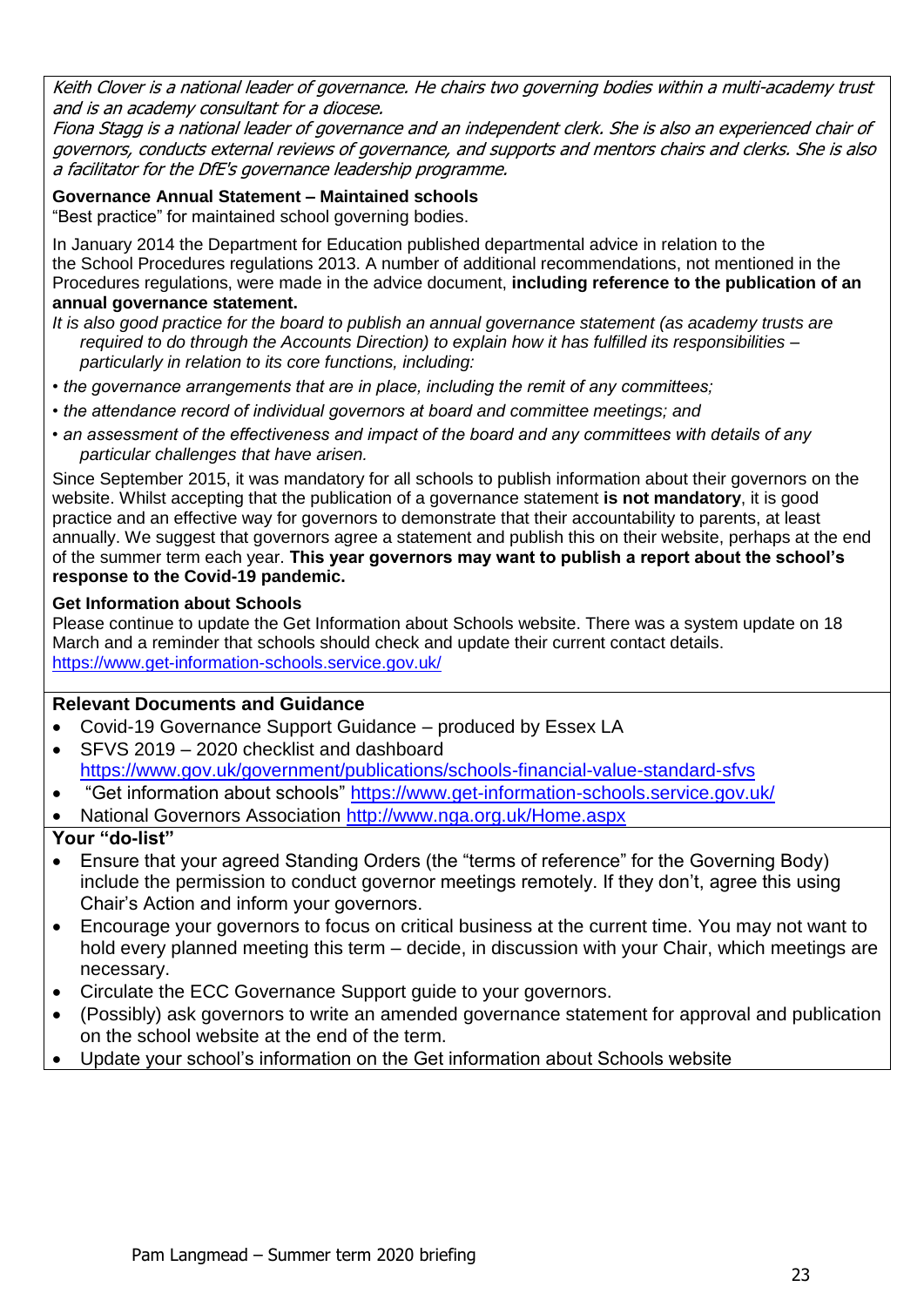*Keith Clover is a national leader of governance. He chairs two governing bodies within a multi-academy trust and is an academy consultant for a diocese.*

*Fiona Stagg is a national leader of governance and an independent clerk. She is also an experienced chair of governors, conducts external reviews of governance, and supports and mentors chairs and clerks. She is also a facilitator for the DfE's governance leadership programme.*

**Governance Annual Statement – Maintained schools**

"Best practice" for maintained school governing bodies.

In January 2014 the Department for Education published departmental advice in relation to the the School Procedures regulations 2013. A number of additional recommendations, not mentioned in the Procedures regulations, were made in the advice document, **including reference to the publication of an annual governance statement.**

*It is also good practice for the board to publish an annual governance statement (as academy trusts are required to do through the Accounts Direction) to explain how it has fulfilled its responsibilities – particularly in relation to its core functions, including:*

- *the governance arrangements that are in place, including the remit of any committees;*
- *the attendance record of individual governors at board and committee meetings; and*
- *an assessment of the effectiveness and impact of the board and any committees with details of any particular challenges that have arisen.*

Since September 2015, it was mandatory for all schools to publish information about their governors on the website. Whilst accepting that the publication of a governance statement **is not mandatory**, it is good practice and an effective way for governors to demonstrate that their accountability to parents, at least annually. We suggest that governors agree a statement and publish this on their website, perhaps at the end of the summer term each year. **This year governors may want to publish a report about the school's response to the Covid-19 pandemic.**

**Get Information about Schools**

Please continue to update the Get Information about Schools website. There was a system update on 18 March and a reminder that schools should check and update their current contact details. https://www.get-information-schools.service.gov.uk/

**Relevant Documents and Guidance**

- Covid-19 Governance Support Guidance – produced by Essex LA
- SFVS 2019 – 2020 checklist and dashboard https://www.gov.uk/government/publications/schools-financial-value-standard-sfvs
- "Get information about schools" https://www.get-information-schools.service.gov.uk/
- National Governors Association http://www.nga.org.uk/Home.aspx

**Your "do-list"**

- Ensure that your agreed Standing Orders (the "terms of reference" for the Governing Body) include the permission to conduct governor meetings remotely. If they don't, agree this using Chair's Action and inform your governors.
- Encourage your governors to focus on critical business at the current time. You may not want to hold every planned meeting this term – decide, in discussion with your Chair, which meetings are necessary.
- Circulate the ECC Governance Support guide to your governors.
- (Possibly) ask governors to write an amended governance statement for approval and publication on the school website at the end of the term.
- Update your school's information on the Get information about Schools website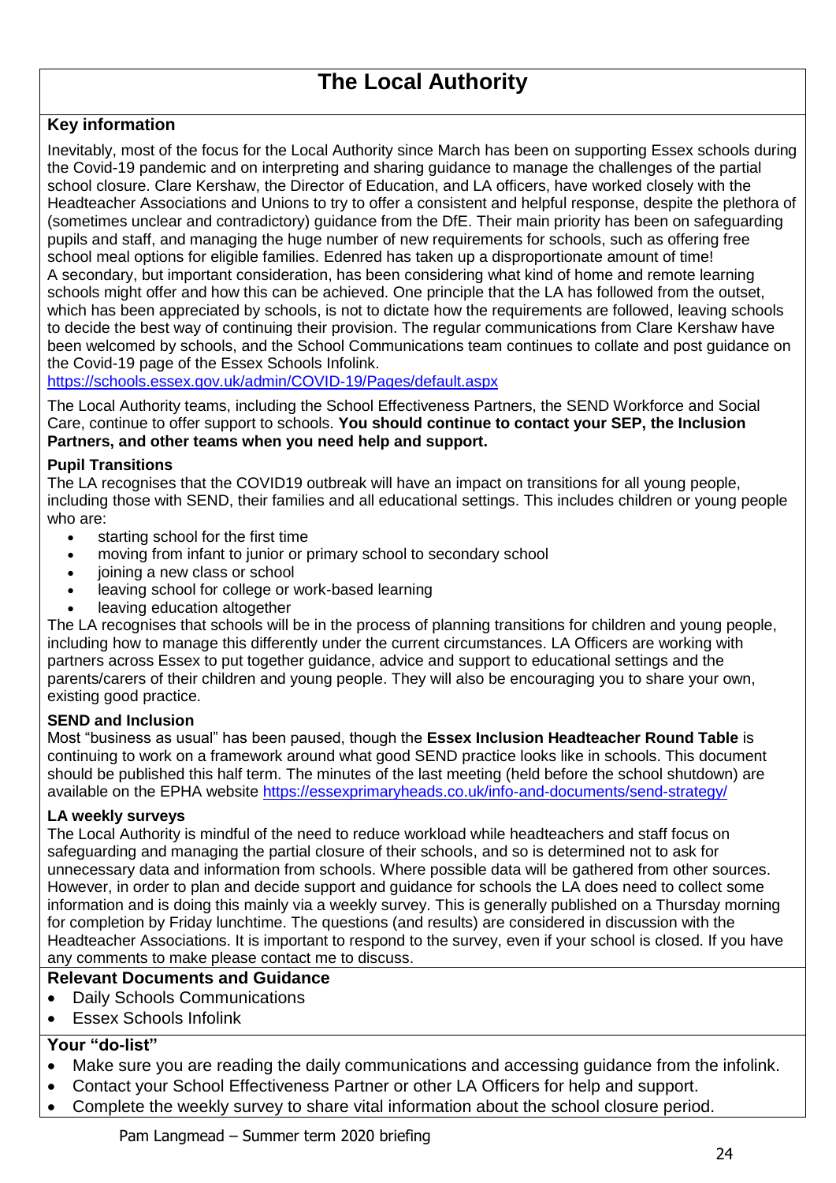# The Local Authority

## Key information

Inevitably, most of the focus for the Local Authority since March has been on supporting Essex schools during the Covid-19 pandemic and on interpreting and sharing guidance to manage the challenges of the partial school closure. Clare Kershaw, the Director of Education, and LA officers, have worked closely with the Headteacher Associations and Unions to try to offer a consistent and helpful response, despite the plethora of (sometimes unclear and contradictory) guidance from the DfE. Their main priority has been on safeguarding pupils and staff, and managing the huge number of new requirements for schools, such as offering free school meal options for eligible families. Edenred has taken up a disproportionate amount of time!

A secondary, but important consideration, has been considering what kind of home and remote learning schools might offer and how this can be achieved. One principle that the LA has followed from the outset, which has been appreciated by schools, is not to dictate how the requirements are followed, leaving schools to decide the best way of continuing their provision. The regular communications from Clare Kershaw have been welcomed by schools, and the School Communications team continues to collate and post guidance on the Covid-19 page of the Essex Schools Infolink.
https://schools.essex.gov.uk/admin/COVID-19/Pages/default.aspx

The Local Authority teams, including the School Effectiveness Partners, the SEND Workforce and Social Care, continue to offer support to schools. **You should continue to contact your SEP, the Inclusion Partners, and other teams when you need help and support.**

### Pupil Transitions

The LA recognises that the COVID19 outbreak will have an impact on transitions for all young people, including those with SEND, their families and all educational settings. This includes children or young people who are:

- starting school for the first time
- moving from infant to junior or primary school to secondary school
- joining a new class or school
- leaving school for college or work-based learning
- leaving education altogether

The LA recognises that schools will be in the process of planning transitions for children and young people, including how to manage this differently under the current circumstances. LA Officers are working with partners across Essex to put together guidance, advice and support to educational settings and the parents/carers of their children and young people. They will also be encouraging you to share your own, existing good practice.

### SEND and Inclusion

Most "business as usual" has been paused, though the **Essex Inclusion Headteacher Round Table** is continuing to work on a framework around what good SEND practice looks like in schools. This document should be published this half term. The minutes of the last meeting (held before the school shutdown) are available on the EPHA website https://essexprimaryheads.co.uk/info-and-documents/send-strategy/

### LA weekly surveys

The Local Authority is mindful of the need to reduce workload while headteachers and staff focus on safeguarding and managing the partial closure of their schools, and so is determined not to ask for unnecessary data and information from schools. Where possible data will be gathered from other sources. However, in order to plan and decide support and guidance for schools the LA does need to collect some information and is doing this mainly via a weekly survey. This is generally published on a Thursday morning for completion by Friday lunchtime. The questions (and results) are considered in discussion with the Headteacher Associations. It is important to respond to the survey, even if your school is closed. If you have any comments to make please contact me to discuss.

## Relevant Documents and Guidance

- Daily Schools Communications
- Essex Schools Infolink

## Your "do-list"

- Make sure you are reading the daily communications and accessing guidance from the infolink.
- Contact your School Effectiveness Partner or other LA Officers for help and support.
- Complete the weekly survey to share vital information about the school closure period.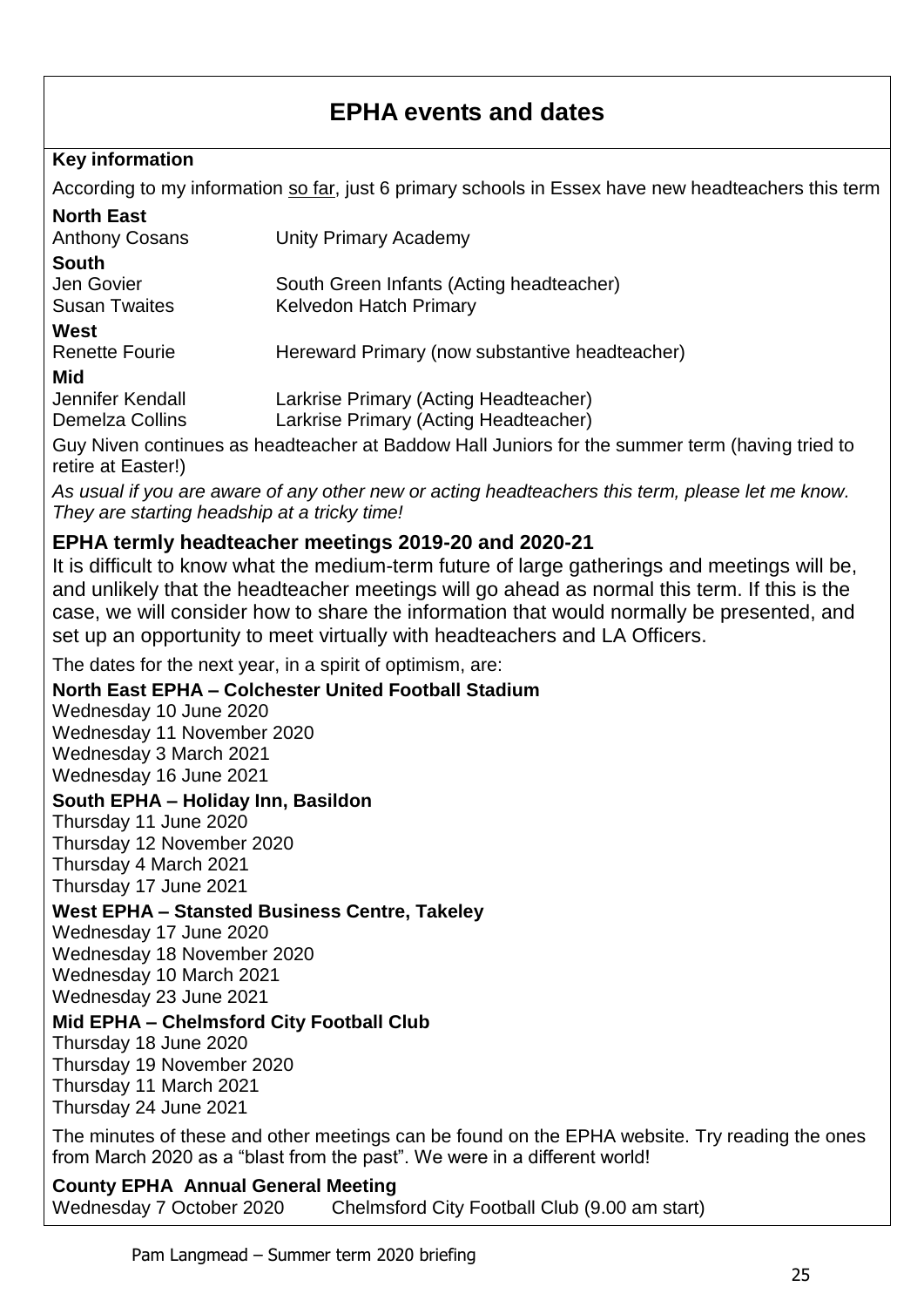# EPHA events and dates

**Key information**

According to my information so far, just 6 primary schools in Essex have new headteachers this term

**North East**

| | |
|---|---|
| Anthony Cosans | Unity Primary Academy |

**South**

| | |
|---|---|
| Jen Govier | South Green Infants (Acting headteacher) |
| Susan Twaites | Kelvedon Hatch Primary |

**West**

| | |
|---|---|
| Renette Fourie | Hereward Primary (now substantive headteacher) |

**Mid**

| | |
|---|---|
| Jennifer Kendall | Larkrise Primary (Acting Headteacher) |
| Demelza Collins | Larkrise Primary (Acting Headteacher) |

Guy Niven continues as headteacher at Baddow Hall Juniors for the summer term (having tried to retire at Easter!)

*As usual if you are aware of any other new or acting headteachers this term, please let me know. They are starting headship at a tricky time!*

## EPHA termly headteacher meetings 2019-20 and 2020-21

It is difficult to know what the medium-term future of large gatherings and meetings will be, and unlikely that the headteacher meetings will go ahead as normal this term. If this is the case, we will consider how to share the information that would normally be presented, and set up an opportunity to meet virtually with headteachers and LA Officers.

The dates for the next year, in a spirit of optimism, are:

**North East EPHA – Colchester United Football Stadium**
Wednesday 10 June 2020
Wednesday 11 November 2020
Wednesday 3 March 2021
Wednesday 16 June 2021

**South EPHA – Holiday Inn, Basildon**
Thursday 11 June 2020
Thursday 12 November 2020
Thursday 4 March 2021
Thursday 17 June 2021

**West EPHA – Stansted Business Centre, Takeley**
Wednesday 17 June 2020
Wednesday 18 November 2020
Wednesday 10 March 2021
Wednesday 23 June 2021

**Mid EPHA – Chelmsford City Football Club**
Thursday 18 June 2020
Thursday 19 November 2020
Thursday 11 March 2021
Thursday 24 June 2021

The minutes of these and other meetings can be found on the EPHA website. Try reading the ones from March 2020 as a "blast from the past". We were in a different world!

**County EPHA Annual General Meeting**
Wednesday 7 October 2020 Chelmsford City Football Club (9.00 am start)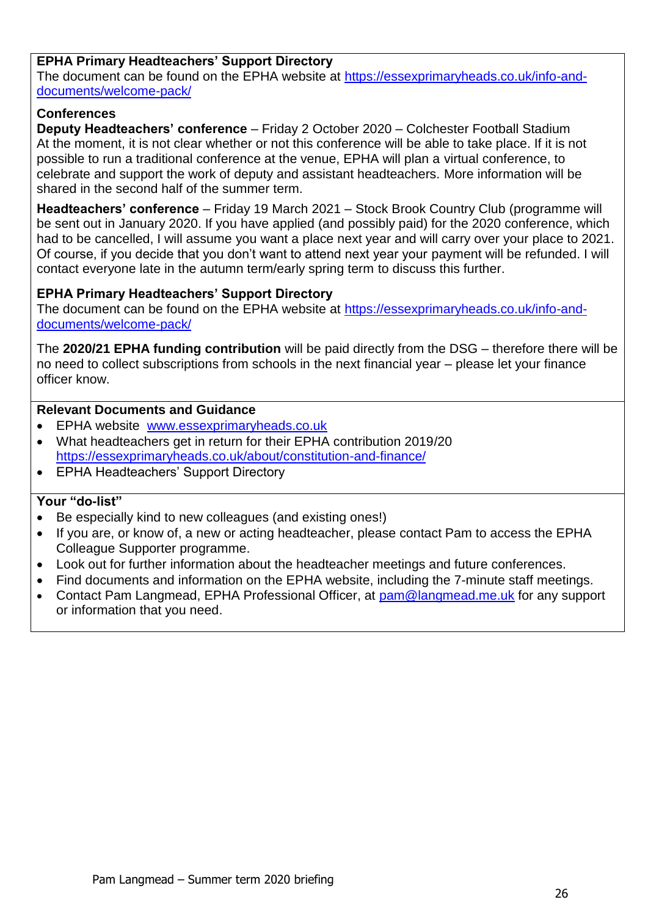**EPHA Primary Headteachers' Support Directory**
The document can be found on the EPHA website at [https://essexprimaryheads.co.uk/info-and-documents/welcome-pack/](https://essexprimaryheads.co.uk/info-and-documents/welcome-pack/)

**Conferences**
**Deputy Headteachers' conference** – Friday 2 October 2020 – Colchester Football Stadium
At the moment, it is not clear whether or not this conference will be able to take place. If it is not possible to run a traditional conference at the venue, EPHA will plan a virtual conference, to celebrate and support the work of deputy and assistant headteachers. More information will be shared in the second half of the summer term.

**Headteachers' conference** – Friday 19 March 2021 – Stock Brook Country Club (programme will be sent out in January 2020. If you have applied (and possibly paid) for the 2020 conference, which had to be cancelled, I will assume you want a place next year and will carry over your place to 2021. Of course, if you decide that you don't want to attend next year your payment will be refunded. I will contact everyone late in the autumn term/early spring term to discuss this further.

**EPHA Primary Headteachers' Support Directory**
The document can be found on the EPHA website at [https://essexprimaryheads.co.uk/info-and-documents/welcome-pack/](https://essexprimaryheads.co.uk/info-and-documents/welcome-pack/)

The **2020/21 EPHA funding contribution** will be paid directly from the DSG – therefore there will be no need to collect subscriptions from schools in the next financial year – please let your finance officer know.

**Relevant Documents and Guidance**

- EPHA website [www.essexprimaryheads.co.uk](http://www.essexprimaryheads.co.uk)
- What headteachers get in return for their EPHA contribution 2019/20 [https://essexprimaryheads.co.uk/about/constitution-and-finance/](https://essexprimaryheads.co.uk/about/constitution-and-finance/)
- EPHA Headteachers' Support Directory

**Your "do-list"**

- Be especially kind to new colleagues (and existing ones!)
- If you are, or know of, a new or acting headteacher, please contact Pam to access the EPHA Colleague Supporter programme.
- Look out for further information about the headteacher meetings and future conferences.
- Find documents and information on the EPHA website, including the 7-minute staff meetings.
- Contact Pam Langmead, EPHA Professional Officer, at [pam@langmead.me.uk](mailto:pam@langmead.me.uk) for any support or information that you need.